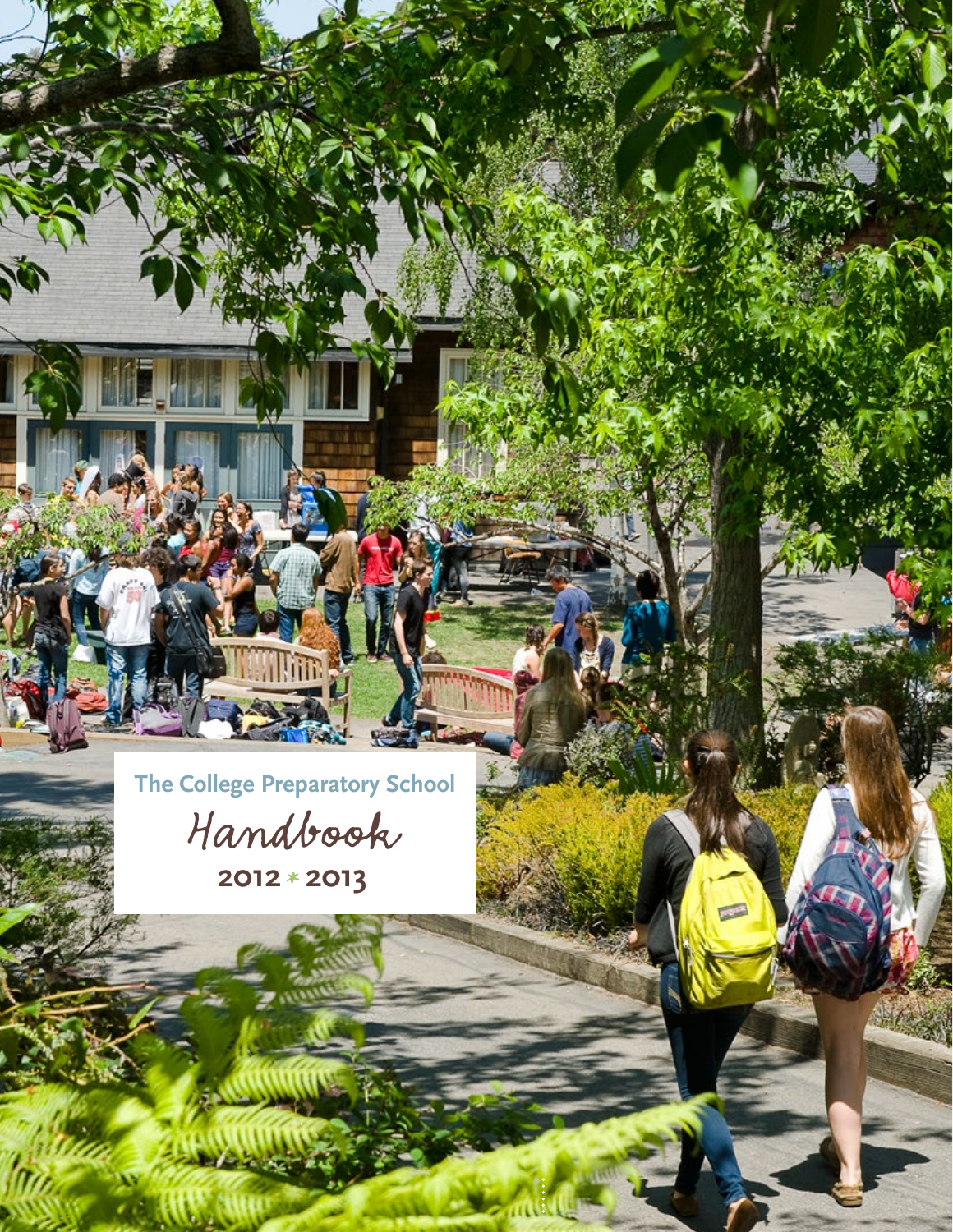# The College Preparatory School

## Handbook

**2012 * 2013**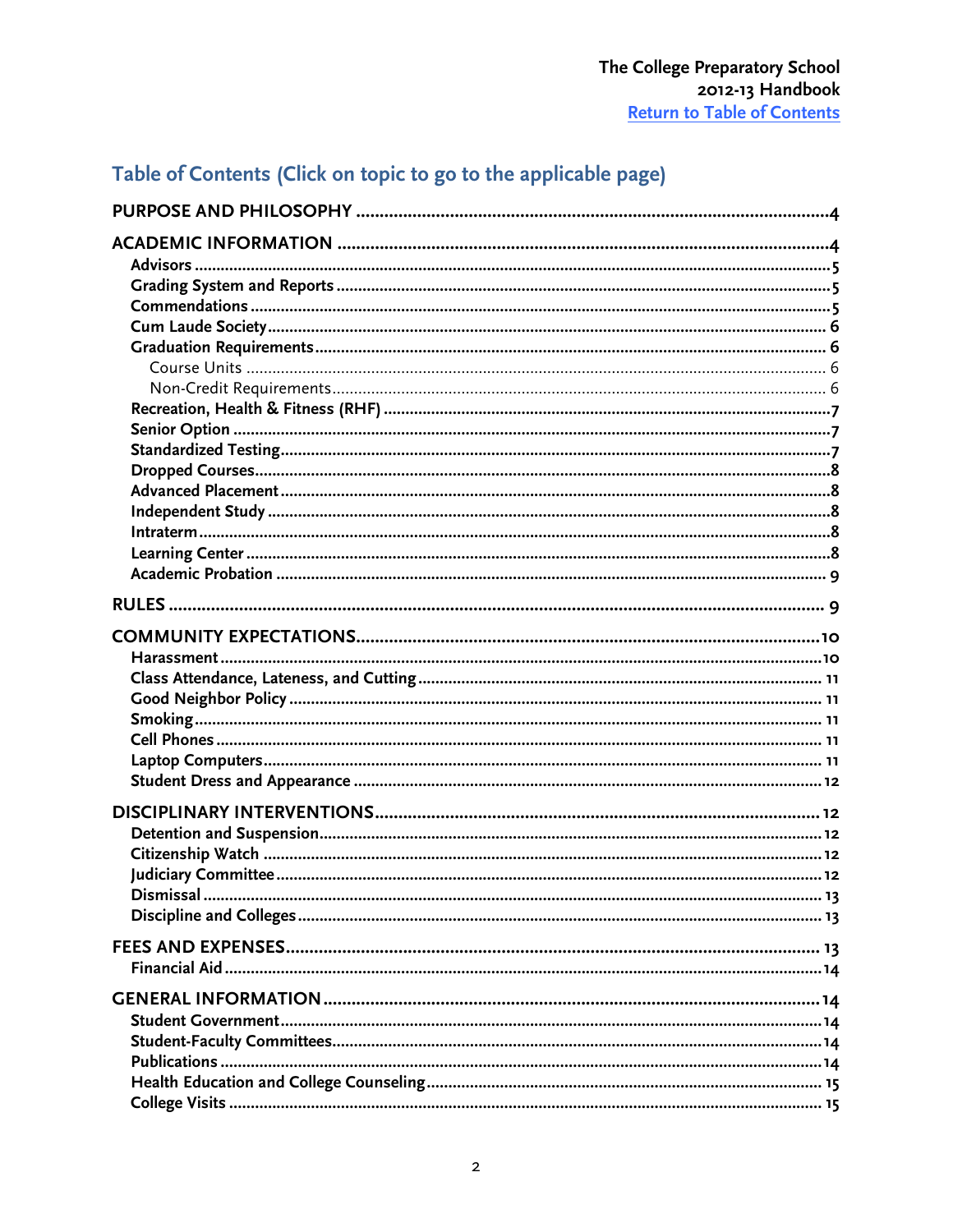## Table of Contents (Click on topic to go to the applicable page)

| Topic | Page |
|---|---|
| **PURPOSE AND PHILOSOPHY** | 4 |
| **ACADEMIC INFORMATION** | 4 |
| Advisors | 5 |
| Grading System and Reports | 5 |
| Commendations | 5 |
| Cum Laude Society | 6 |
| Graduation Requirements | 6 |
| Course Units | 6 |
| Non-Credit Requirements | 6 |
| Recreation, Health & Fitness (RHF) | 7 |
| Senior Option | 7 |
| Standardized Testing | 7 |
| Dropped Courses | 8 |
| Advanced Placement | 8 |
| Independent Study | 8 |
| Intraterm | 8 |
| Learning Center | 8 |
| Academic Probation | 9 |
| **RULES** | 9 |
| **COMMUNITY EXPECTATIONS** | 10 |
| Harassment | 10 |
| Class Attendance, Lateness, and Cutting | 11 |
| Good Neighbor Policy | 11 |
| Smoking | 11 |
| Cell Phones | 11 |
| Laptop Computers | 11 |
| Student Dress and Appearance | 12 |
| **DISCIPLINARY INTERVENTIONS** | 12 |
| Detention and Suspension | 12 |
| Citizenship Watch | 12 |
| Judiciary Committee | 12 |
| Dismissal | 13 |
| Discipline and Colleges | 13 |
| **FEES AND EXPENSES** | 13 |
| Financial Aid | 14 |
| **GENERAL INFORMATION** | 14 |
| Student Government | 14 |
| Student-Faculty Committees | 14 |
| Publications | 14 |
| Health Education and College Counseling | 15 |
| College Visits | 15 |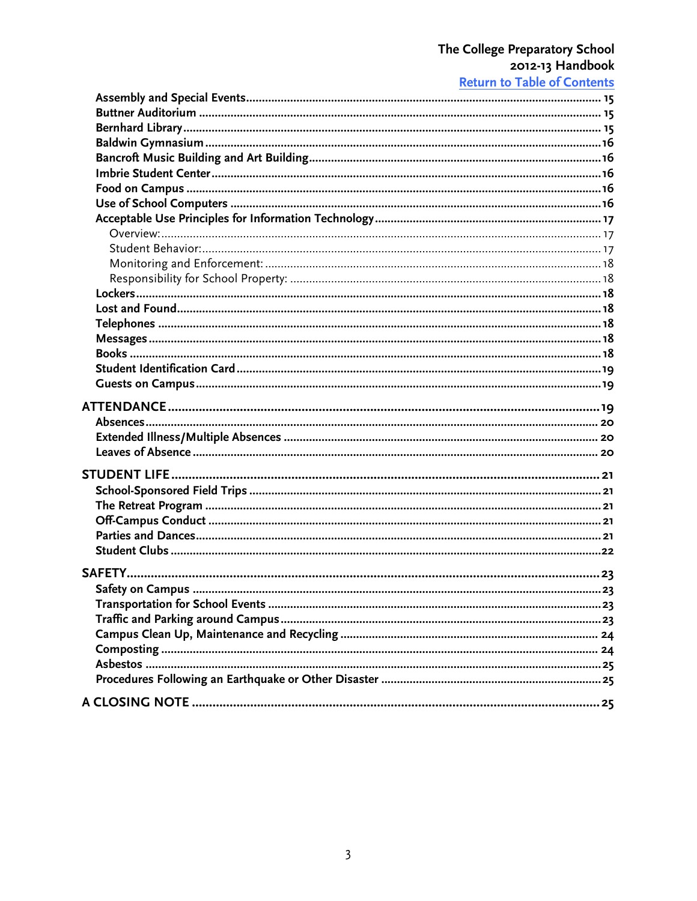[Return to Table of Contents](#)

- **Assembly and Special Events** ........ 15
- **Buttner Auditorium** ........ 15
- **Bernhard Library** ........ 15
- **Baldwin Gymnasium** ........ 16
- **Bancroft Music Building and Art Building** ........ 16
- **Imbrie Student Center** ........ 16
- **Food on Campus** ........ 16
- **Use of School Computers** ........ 16
- **Acceptable Use Principles for Information Technology** ........ 17
  - Overview: ........ 17
  - Student Behavior: ........ 17
  - Monitoring and Enforcement: ........ 18
  - Responsibility for School Property: ........ 18
- **Lockers** ........ 18
- **Lost and Found** ........ 18
- **Telephones** ........ 18
- **Messages** ........ 18
- **Books** ........ 18
- **Student Identification Card** ........ 19
- **Guests on Campus** ........ 19

**ATTENDANCE** ........ 19

- **Absences** ........ 20
- **Extended Illness/Multiple Absences** ........ 20
- **Leaves of Absence** ........ 20

**STUDENT LIFE** ........ 21

- **School-Sponsored Field Trips** ........ 21
- **The Retreat Program** ........ 21
- **Off-Campus Conduct** ........ 21
- **Parties and Dances** ........ 21
- **Student Clubs** ........ 22

**SAFETY** ........ 23

- **Safety on Campus** ........ 23
- **Transportation for School Events** ........ 23
- **Traffic and Parking around Campus** ........ 23
- **Campus Clean Up, Maintenance and Recycling** ........ 24
- **Composting** ........ 24
- **Asbestos** ........ 25
- **Procedures Following an Earthquake or Other Disaster** ........ 25

**A CLOSING NOTE** ........ 25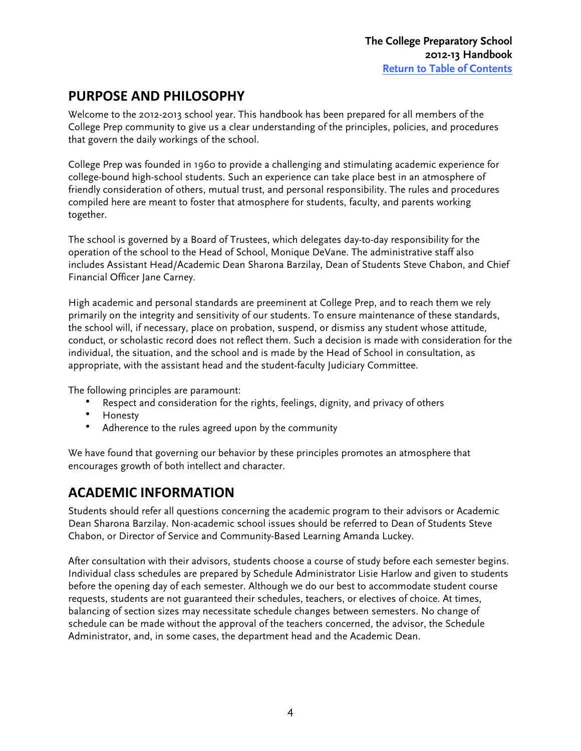## PURPOSE AND PHILOSOPHY

Welcome to the 2012-2013 school year. This handbook has been prepared for all members of the College Prep community to give us a clear understanding of the principles, policies, and procedures that govern the daily workings of the school.

College Prep was founded in 1960 to provide a challenging and stimulating academic experience for college-bound high-school students. Such an experience can take place best in an atmosphere of friendly consideration of others, mutual trust, and personal responsibility. The rules and procedures compiled here are meant to foster that atmosphere for students, faculty, and parents working together.

The school is governed by a Board of Trustees, which delegates day-to-day responsibility for the operation of the school to the Head of School, Monique DeVane. The administrative staff also includes Assistant Head/Academic Dean Sharona Barzilay, Dean of Students Steve Chabon, and Chief Financial Officer Jane Carney.

High academic and personal standards are preeminent at College Prep, and to reach them we rely primarily on the integrity and sensitivity of our students. To ensure maintenance of these standards, the school will, if necessary, place on probation, suspend, or dismiss any student whose attitude, conduct, or scholastic record does not reflect them. Such a decision is made with consideration for the individual, the situation, and the school and is made by the Head of School in consultation, as appropriate, with the assistant head and the student-faculty Judiciary Committee.

The following principles are paramount:

- Respect and consideration for the rights, feelings, dignity, and privacy of others
- Honesty
- Adherence to the rules agreed upon by the community

We have found that governing our behavior by these principles promotes an atmosphere that encourages growth of both intellect and character.

## ACADEMIC INFORMATION

Students should refer all questions concerning the academic program to their advisors or Academic Dean Sharona Barzilay. Non-academic school issues should be referred to Dean of Students Steve Chabon, or Director of Service and Community-Based Learning Amanda Luckey.

After consultation with their advisors, students choose a course of study before each semester begins. Individual class schedules are prepared by Schedule Administrator Lisie Harlow and given to students before the opening day of each semester. Although we do our best to accommodate student course requests, students are not guaranteed their schedules, teachers, or electives of choice. At times, balancing of section sizes may necessitate schedule changes between semesters. No change of schedule can be made without the approval of the teachers concerned, the advisor, the Schedule Administrator, and, in some cases, the department head and the Academic Dean.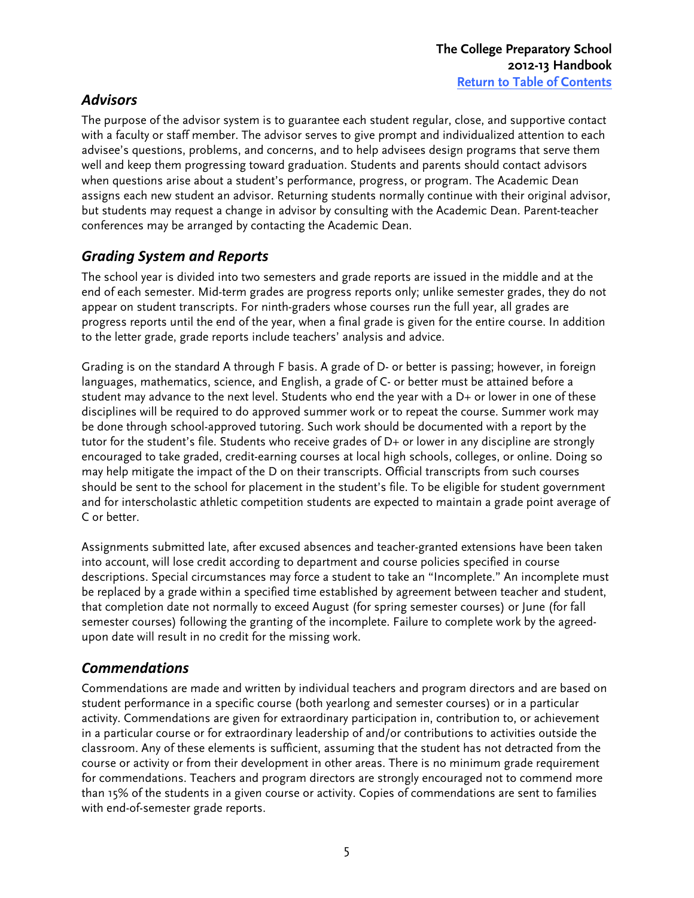## *Advisors*

The purpose of the advisor system is to guarantee each student regular, close, and supportive contact with a faculty or staff member. The advisor serves to give prompt and individualized attention to each advisee's questions, problems, and concerns, and to help advisees design programs that serve them well and keep them progressing toward graduation. Students and parents should contact advisors when questions arise about a student's performance, progress, or program. The Academic Dean assigns each new student an advisor. Returning students normally continue with their original advisor, but students may request a change in advisor by consulting with the Academic Dean. Parent-teacher conferences may be arranged by contacting the Academic Dean.

## *Grading System and Reports*

The school year is divided into two semesters and grade reports are issued in the middle and at the end of each semester. Mid-term grades are progress reports only; unlike semester grades, they do not appear on student transcripts. For ninth-graders whose courses run the full year, all grades are progress reports until the end of the year, when a final grade is given for the entire course. In addition to the letter grade, grade reports include teachers' analysis and advice.

Grading is on the standard A through F basis. A grade of D- or better is passing; however, in foreign languages, mathematics, science, and English, a grade of C- or better must be attained before a student may advance to the next level. Students who end the year with a D+ or lower in one of these disciplines will be required to do approved summer work or to repeat the course. Summer work may be done through school-approved tutoring. Such work should be documented with a report by the tutor for the student's file. Students who receive grades of D+ or lower in any discipline are strongly encouraged to take graded, credit-earning courses at local high schools, colleges, or online. Doing so may help mitigate the impact of the D on their transcripts. Official transcripts from such courses should be sent to the school for placement in the student's file. To be eligible for student government and for interscholastic athletic competition students are expected to maintain a grade point average of C or better.

Assignments submitted late, after excused absences and teacher-granted extensions have been taken into account, will lose credit according to department and course policies specified in course descriptions. Special circumstances may force a student to take an "Incomplete." An incomplete must be replaced by a grade within a specified time established by agreement between teacher and student, that completion date not normally to exceed August (for spring semester courses) or June (for fall semester courses) following the granting of the incomplete. Failure to complete work by the agreed-upon date will result in no credit for the missing work.

## *Commendations*

Commendations are made and written by individual teachers and program directors and are based on student performance in a specific course (both yearlong and semester courses) or in a particular activity. Commendations are given for extraordinary participation in, contribution to, or achievement in a particular course or for extraordinary leadership of and/or contributions to activities outside the classroom. Any of these elements is sufficient, assuming that the student has not detracted from the course or activity or from their development in other areas. There is no minimum grade requirement for commendations. Teachers and program directors are strongly encouraged not to commend more than 15% of the students in a given course or activity. Copies of commendations are sent to families with end-of-semester grade reports.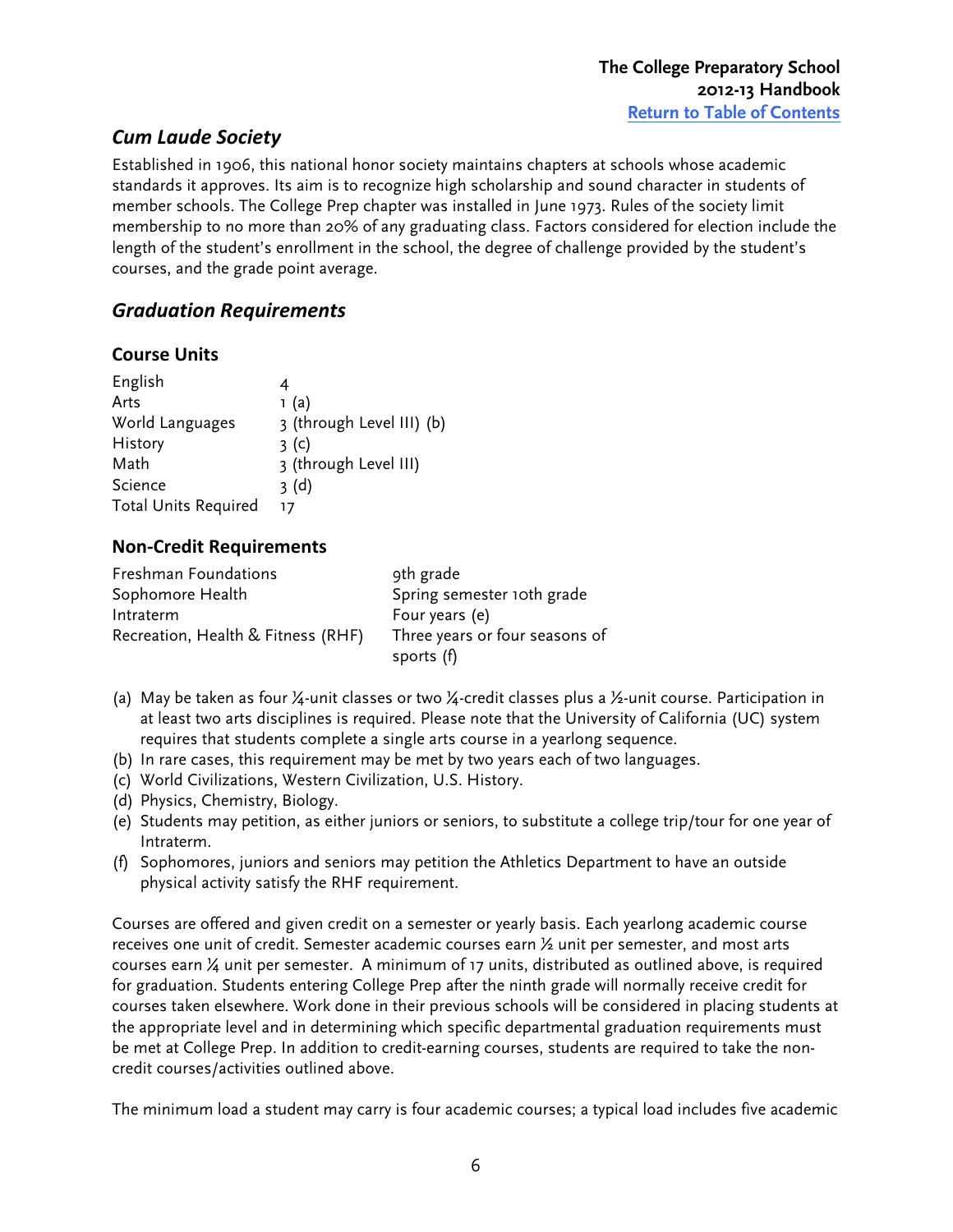## *Cum Laude Society*

Established in 1906, this national honor society maintains chapters at schools whose academic standards it approves. Its aim is to recognize high scholarship and sound character in students of member schools. The College Prep chapter was installed in June 1973. Rules of the society limit membership to no more than 20% of any graduating class. Factors considered for election include the length of the student's enrollment in the school, the degree of challenge provided by the student's courses, and the grade point average.

## *Graduation Requirements*

### Course Units

| | |
|---|---|
| English | 4 |
| Arts | 1 (a) |
| World Languages | 3 (through Level III) (b) |
| History | 3 (c) |
| Math | 3 (through Level III) |
| Science | 3 (d) |
| Total Units Required | 17 |

### Non-Credit Requirements

| | |
|---|---|
| Freshman Foundations | 9th grade |
| Sophomore Health | Spring semester 10th grade |
| Intraterm | Four years (e) |
| Recreation, Health & Fitness (RHF) | Three years or four seasons of sports (f) |

(a) May be taken as four ¼-unit classes or two ¼-credit classes plus a ½-unit course. Participation in at least two arts disciplines is required. Please note that the University of California (UC) system requires that students complete a single arts course in a yearlong sequence.
(b) In rare cases, this requirement may be met by two years each of two languages.
(c) World Civilizations, Western Civilization, U.S. History.
(d) Physics, Chemistry, Biology.
(e) Students may petition, as either juniors or seniors, to substitute a college trip/tour for one year of Intraterm.
(f) Sophomores, juniors and seniors may petition the Athletics Department to have an outside physical activity satisfy the RHF requirement.

Courses are offered and given credit on a semester or yearly basis. Each yearlong academic course receives one unit of credit. Semester academic courses earn ½ unit per semester, and most arts courses earn ¼ unit per semester. A minimum of 17 units, distributed as outlined above, is required for graduation. Students entering College Prep after the ninth grade will normally receive credit for courses taken elsewhere. Work done in their previous schools will be considered in placing students at the appropriate level and in determining which specific departmental graduation requirements must be met at College Prep. In addition to credit-earning courses, students are required to take the non-credit courses/activities outlined above.

The minimum load a student may carry is four academic courses; a typical load includes five academic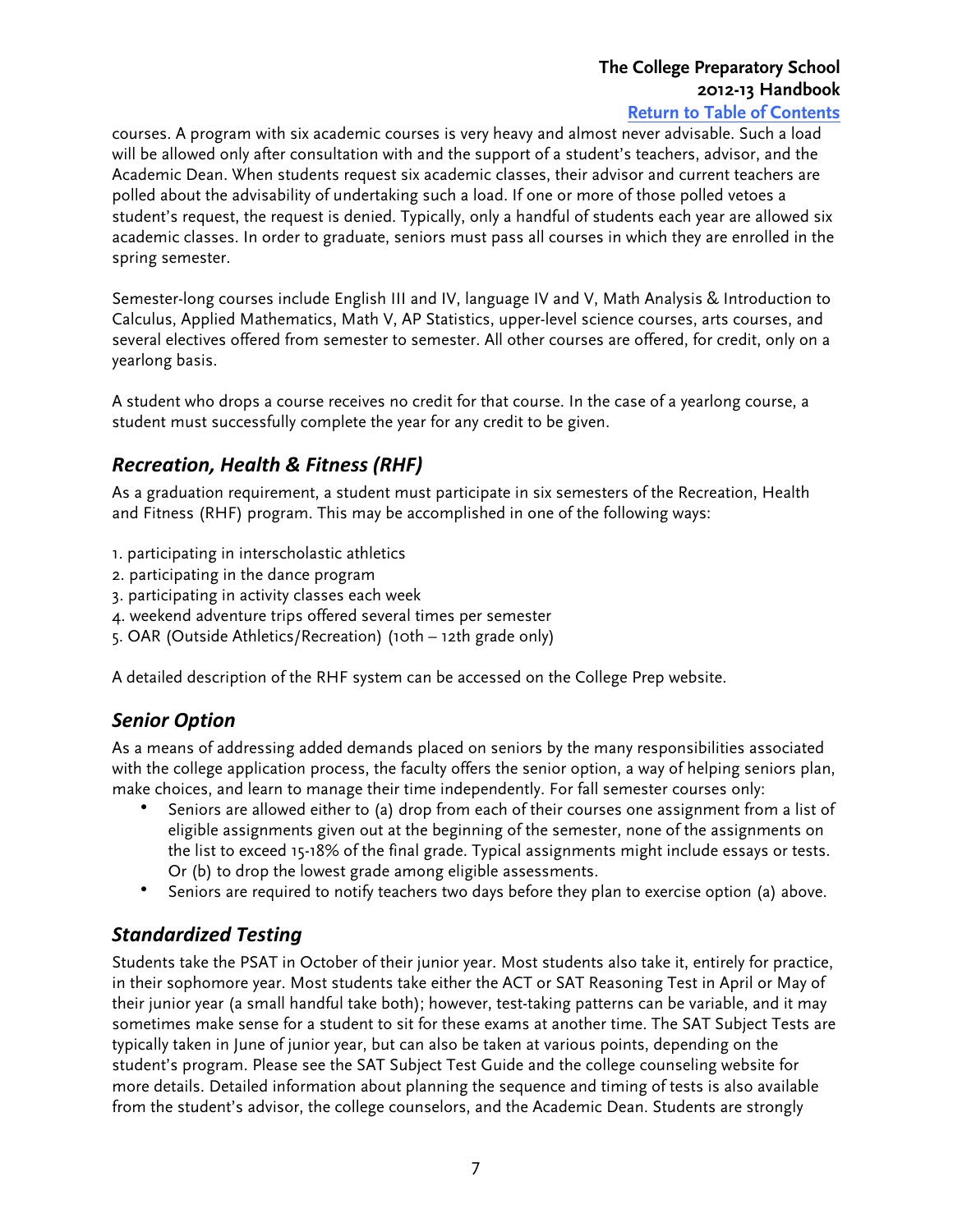courses. A program with six academic courses is very heavy and almost never advisable. Such a load will be allowed only after consultation with and the support of a student's teachers, advisor, and the Academic Dean. When students request six academic classes, their advisor and current teachers are polled about the advisability of undertaking such a load. If one or more of those polled vetoes a student's request, the request is denied. Typically, only a handful of students each year are allowed six academic classes. In order to graduate, seniors must pass all courses in which they are enrolled in the spring semester.

Semester-long courses include English III and IV, language IV and V, Math Analysis & Introduction to Calculus, Applied Mathematics, Math V, AP Statistics, upper-level science courses, arts courses, and several electives offered from semester to semester. All other courses are offered, for credit, only on a yearlong basis.

A student who drops a course receives no credit for that course. In the case of a yearlong course, a student must successfully complete the year for any credit to be given.

## *Recreation, Health & Fitness (RHF)*

As a graduation requirement, a student must participate in six semesters of the Recreation, Health and Fitness (RHF) program. This may be accomplished in one of the following ways:

1. participating in interscholastic athletics
2. participating in the dance program
3. participating in activity classes each week
4. weekend adventure trips offered several times per semester
5. OAR (Outside Athletics/Recreation) (10th – 12th grade only)

A detailed description of the RHF system can be accessed on the College Prep website.

## *Senior Option*

As a means of addressing added demands placed on seniors by the many responsibilities associated with the college application process, the faculty offers the senior option, a way of helping seniors plan, make choices, and learn to manage their time independently. For fall semester courses only:

- Seniors are allowed either to (a) drop from each of their courses one assignment from a list of eligible assignments given out at the beginning of the semester, none of the assignments on the list to exceed 15-18% of the final grade. Typical assignments might include essays or tests. Or (b) to drop the lowest grade among eligible assessments.
- Seniors are required to notify teachers two days before they plan to exercise option (a) above.

## *Standardized Testing*

Students take the PSAT in October of their junior year. Most students also take it, entirely for practice, in their sophomore year. Most students take either the ACT or SAT Reasoning Test in April or May of their junior year (a small handful take both); however, test-taking patterns can be variable, and it may sometimes make sense for a student to sit for these exams at another time. The SAT Subject Tests are typically taken in June of junior year, but can also be taken at various points, depending on the student's program. Please see the SAT Subject Test Guide and the college counseling website for more details. Detailed information about planning the sequence and timing of tests is also available from the student's advisor, the college counselors, and the Academic Dean. Students are strongly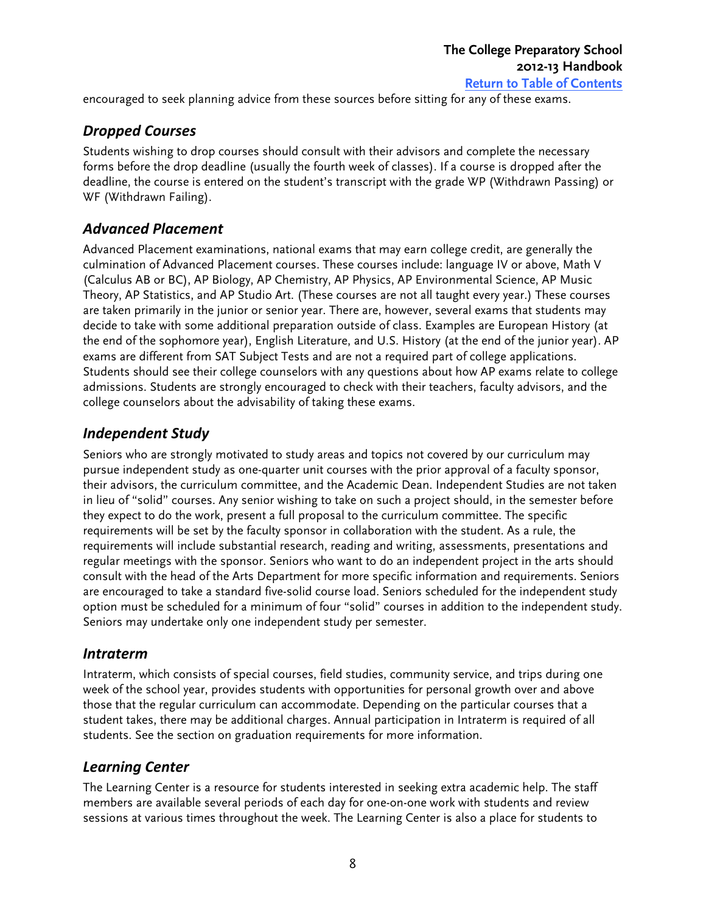encouraged to seek planning advice from these sources before sitting for any of these exams.

## *Dropped Courses*

Students wishing to drop courses should consult with their advisors and complete the necessary forms before the drop deadline (usually the fourth week of classes). If a course is dropped after the deadline, the course is entered on the student's transcript with the grade WP (Withdrawn Passing) or WF (Withdrawn Failing).

## *Advanced Placement*

Advanced Placement examinations, national exams that may earn college credit, are generally the culmination of Advanced Placement courses. These courses include: language IV or above, Math V (Calculus AB or BC), AP Biology, AP Chemistry, AP Physics, AP Environmental Science, AP Music Theory, AP Statistics, and AP Studio Art. (These courses are not all taught every year.) These courses are taken primarily in the junior or senior year. There are, however, several exams that students may decide to take with some additional preparation outside of class. Examples are European History (at the end of the sophomore year), English Literature, and U.S. History (at the end of the junior year). AP exams are different from SAT Subject Tests and are not a required part of college applications. Students should see their college counselors with any questions about how AP exams relate to college admissions. Students are strongly encouraged to check with their teachers, faculty advisors, and the college counselors about the advisability of taking these exams.

## *Independent Study*

Seniors who are strongly motivated to study areas and topics not covered by our curriculum may pursue independent study as one-quarter unit courses with the prior approval of a faculty sponsor, their advisors, the curriculum committee, and the Academic Dean. Independent Studies are not taken in lieu of "solid" courses. Any senior wishing to take on such a project should, in the semester before they expect to do the work, present a full proposal to the curriculum committee. The specific requirements will be set by the faculty sponsor in collaboration with the student. As a rule, the requirements will include substantial research, reading and writing, assessments, presentations and regular meetings with the sponsor. Seniors who want to do an independent project in the arts should consult with the head of the Arts Department for more specific information and requirements. Seniors are encouraged to take a standard five-solid course load. Seniors scheduled for the independent study option must be scheduled for a minimum of four "solid" courses in addition to the independent study. Seniors may undertake only one independent study per semester.

## *Intraterm*

Intraterm, which consists of special courses, field studies, community service, and trips during one week of the school year, provides students with opportunities for personal growth over and above those that the regular curriculum can accommodate. Depending on the particular courses that a student takes, there may be additional charges. Annual participation in Intraterm is required of all students. See the section on graduation requirements for more information.

## *Learning Center*

The Learning Center is a resource for students interested in seeking extra academic help. The staff members are available several periods of each day for one-on-one work with students and review sessions at various times throughout the week. The Learning Center is also a place for students to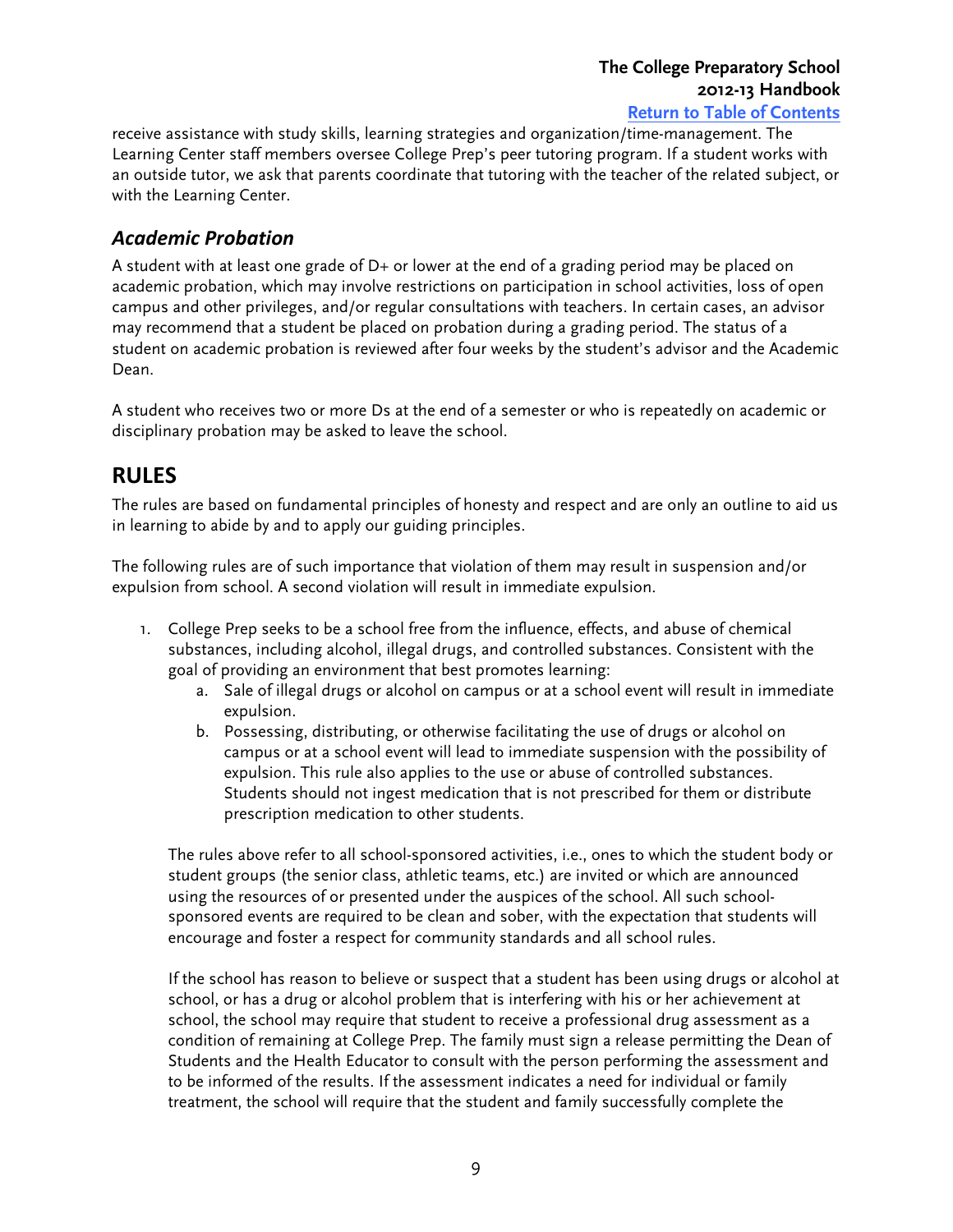receive assistance with study skills, learning strategies and organization/time-management. The Learning Center staff members oversee College Prep's peer tutoring program. If a student works with an outside tutor, we ask that parents coordinate that tutoring with the teacher of the related subject, or with the Learning Center.

### *Academic Probation*

A student with at least one grade of D+ or lower at the end of a grading period may be placed on academic probation, which may involve restrictions on participation in school activities, loss of open campus and other privileges, and/or regular consultations with teachers. In certain cases, an advisor may recommend that a student be placed on probation during a grading period. The status of a student on academic probation is reviewed after four weeks by the student's advisor and the Academic Dean.

A student who receives two or more Ds at the end of a semester or who is repeatedly on academic or disciplinary probation may be asked to leave the school.

## RULES

The rules are based on fundamental principles of honesty and respect and are only an outline to aid us in learning to abide by and to apply our guiding principles.

The following rules are of such importance that violation of them may result in suspension and/or expulsion from school. A second violation will result in immediate expulsion.

1. College Prep seeks to be a school free from the influence, effects, and abuse of chemical substances, including alcohol, illegal drugs, and controlled substances. Consistent with the goal of providing an environment that best promotes learning:
    a. Sale of illegal drugs or alcohol on campus or at a school event will result in immediate expulsion.
    b. Possessing, distributing, or otherwise facilitating the use of drugs or alcohol on campus or at a school event will lead to immediate suspension with the possibility of expulsion. This rule also applies to the use or abuse of controlled substances. Students should not ingest medication that is not prescribed for them or distribute prescription medication to other students.

    The rules above refer to all school-sponsored activities, i.e., ones to which the student body or student groups (the senior class, athletic teams, etc.) are invited or which are announced using the resources of or presented under the auspices of the school. All such school-sponsored events are required to be clean and sober, with the expectation that students will encourage and foster a respect for community standards and all school rules.

    If the school has reason to believe or suspect that a student has been using drugs or alcohol at school, or has a drug or alcohol problem that is interfering with his or her achievement at school, the school may require that student to receive a professional drug assessment as a condition of remaining at College Prep. The family must sign a release permitting the Dean of Students and the Health Educator to consult with the person performing the assessment and to be informed of the results. If the assessment indicates a need for individual or family treatment, the school will require that the student and family successfully complete the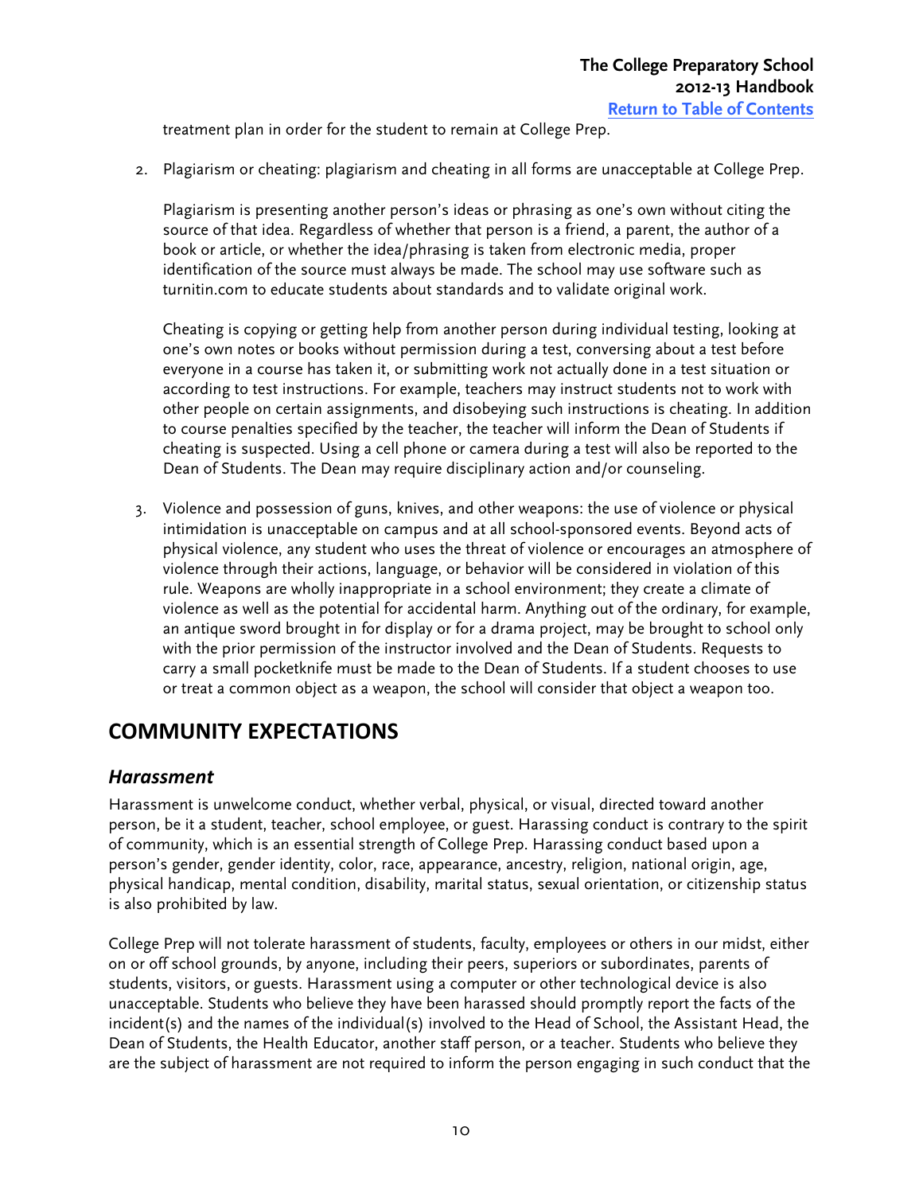treatment plan in order for the student to remain at College Prep.

2. Plagiarism or cheating: plagiarism and cheating in all forms are unacceptable at College Prep.

   Plagiarism is presenting another person's ideas or phrasing as one's own without citing the source of that idea. Regardless of whether that person is a friend, a parent, the author of a book or article, or whether the idea/phrasing is taken from electronic media, proper identification of the source must always be made. The school may use software such as turnitin.com to educate students about standards and to validate original work.

   Cheating is copying or getting help from another person during individual testing, looking at one's own notes or books without permission during a test, conversing about a test before everyone in a course has taken it, or submitting work not actually done in a test situation or according to test instructions. For example, teachers may instruct students not to work with other people on certain assignments, and disobeying such instructions is cheating. In addition to course penalties specified by the teacher, the teacher will inform the Dean of Students if cheating is suspected. Using a cell phone or camera during a test will also be reported to the Dean of Students. The Dean may require disciplinary action and/or counseling.

3. Violence and possession of guns, knives, and other weapons: the use of violence or physical intimidation is unacceptable on campus and at all school-sponsored events. Beyond acts of physical violence, any student who uses the threat of violence or encourages an atmosphere of violence through their actions, language, or behavior will be considered in violation of this rule. Weapons are wholly inappropriate in a school environment; they create a climate of violence as well as the potential for accidental harm. Anything out of the ordinary, for example, an antique sword brought in for display or for a drama project, may be brought to school only with the prior permission of the instructor involved and the Dean of Students. Requests to carry a small pocketknife must be made to the Dean of Students. If a student chooses to use or treat a common object as a weapon, the school will consider that object a weapon too.

# COMMUNITY EXPECTATIONS

## *Harassment*

Harassment is unwelcome conduct, whether verbal, physical, or visual, directed toward another person, be it a student, teacher, school employee, or guest. Harassing conduct is contrary to the spirit of community, which is an essential strength of College Prep. Harassing conduct based upon a person's gender, gender identity, color, race, appearance, ancestry, religion, national origin, age, physical handicap, mental condition, disability, marital status, sexual orientation, or citizenship status is also prohibited by law.

College Prep will not tolerate harassment of students, faculty, employees or others in our midst, either on or off school grounds, by anyone, including their peers, superiors or subordinates, parents of students, visitors, or guests. Harassment using a computer or other technological device is also unacceptable. Students who believe they have been harassed should promptly report the facts of the incident(s) and the names of the individual(s) involved to the Head of School, the Assistant Head, the Dean of Students, the Health Educator, another staff person, or a teacher. Students who believe they are the subject of harassment are not required to inform the person engaging in such conduct that the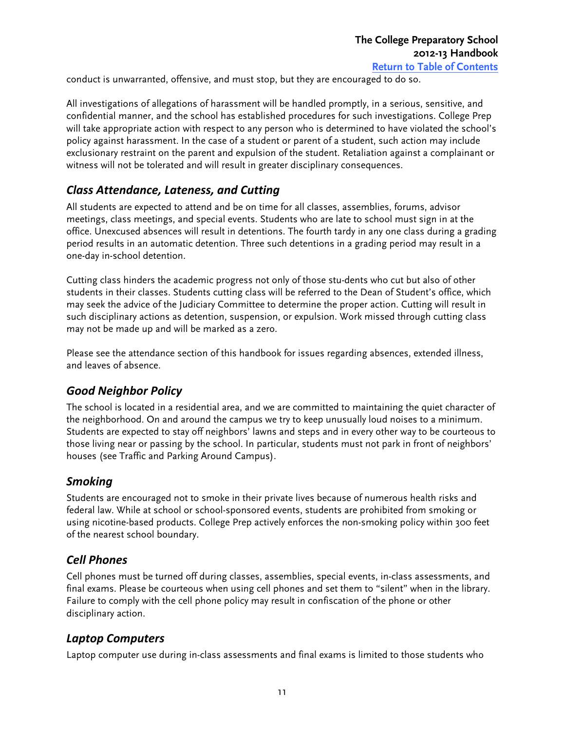conduct is unwarranted, offensive, and must stop, but they are encouraged to do so.

All investigations of allegations of harassment will be handled promptly, in a serious, sensitive, and confidential manner, and the school has established procedures for such investigations. College Prep will take appropriate action with respect to any person who is determined to have violated the school's policy against harassment. In the case of a student or parent of a student, such action may include exclusionary restraint on the parent and expulsion of the student. Retaliation against a complainant or witness will not be tolerated and will result in greater disciplinary consequences.

## *Class Attendance, Lateness, and Cutting*

All students are expected to attend and be on time for all classes, assemblies, forums, advisor meetings, class meetings, and special events. Students who are late to school must sign in at the office. Unexcused absences will result in detentions. The fourth tardy in any one class during a grading period results in an automatic detention. Three such detentions in a grading period may result in a one-day in-school detention.

Cutting class hinders the academic progress not only of those stu-dents who cut but also of other students in their classes. Students cutting class will be referred to the Dean of Student's office, which may seek the advice of the Judiciary Committee to determine the proper action. Cutting will result in such disciplinary actions as detention, suspension, or expulsion. Work missed through cutting class may not be made up and will be marked as a zero.

Please see the attendance section of this handbook for issues regarding absences, extended illness, and leaves of absence.

## *Good Neighbor Policy*

The school is located in a residential area, and we are committed to maintaining the quiet character of the neighborhood. On and around the campus we try to keep unusually loud noises to a minimum. Students are expected to stay off neighbors' lawns and steps and in every other way to be courteous to those living near or passing by the school. In particular, students must not park in front of neighbors' houses (see Traffic and Parking Around Campus).

## *Smoking*

Students are encouraged not to smoke in their private lives because of numerous health risks and federal law. While at school or school-sponsored events, students are prohibited from smoking or using nicotine-based products. College Prep actively enforces the non-smoking policy within 300 feet of the nearest school boundary.

## *Cell Phones*

Cell phones must be turned off during classes, assemblies, special events, in-class assessments, and final exams. Please be courteous when using cell phones and set them to "silent" when in the library. Failure to comply with the cell phone policy may result in confiscation of the phone or other disciplinary action.

## *Laptop Computers*

Laptop computer use during in-class assessments and final exams is limited to those students who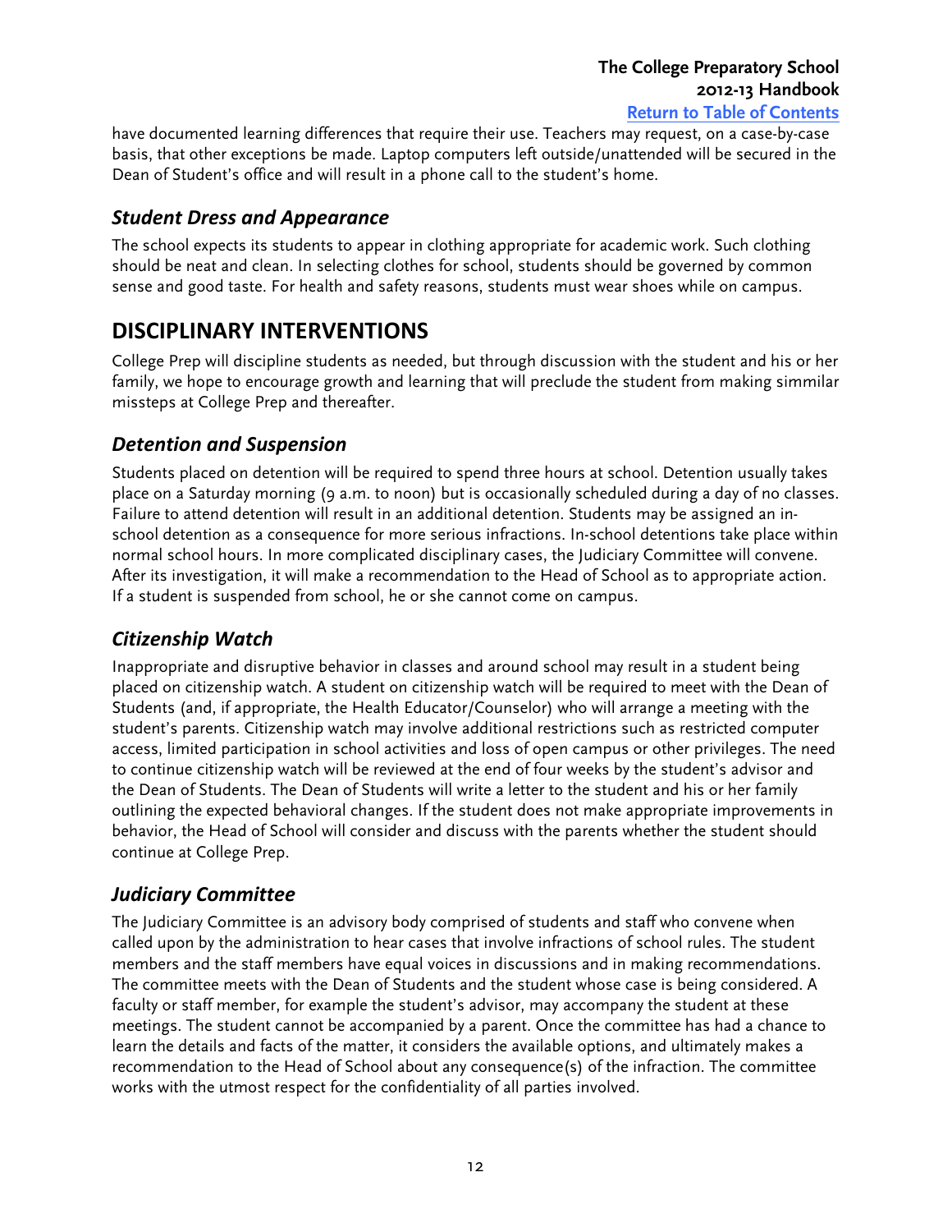have documented learning differences that require their use. Teachers may request, on a case-by-case basis, that other exceptions be made. Laptop computers left outside/unattended will be secured in the Dean of Student's office and will result in a phone call to the student's home.

### *Student Dress and Appearance*

The school expects its students to appear in clothing appropriate for academic work. Such clothing should be neat and clean. In selecting clothes for school, students should be governed by common sense and good taste. For health and safety reasons, students must wear shoes while on campus.

## DISCIPLINARY INTERVENTIONS

College Prep will discipline students as needed, but through discussion with the student and his or her family, we hope to encourage growth and learning that will preclude the student from making simmilar missteps at College Prep and thereafter.

### *Detention and Suspension*

Students placed on detention will be required to spend three hours at school. Detention usually takes place on a Saturday morning (9 a.m. to noon) but is occasionally scheduled during a day of no classes. Failure to attend detention will result in an additional detention. Students may be assigned an in-school detention as a consequence for more serious infractions. In-school detentions take place within normal school hours. In more complicated disciplinary cases, the Judiciary Committee will convene. After its investigation, it will make a recommendation to the Head of School as to appropriate action. If a student is suspended from school, he or she cannot come on campus.

### *Citizenship Watch*

Inappropriate and disruptive behavior in classes and around school may result in a student being placed on citizenship watch. A student on citizenship watch will be required to meet with the Dean of Students (and, if appropriate, the Health Educator/Counselor) who will arrange a meeting with the student's parents. Citizenship watch may involve additional restrictions such as restricted computer access, limited participation in school activities and loss of open campus or other privileges. The need to continue citizenship watch will be reviewed at the end of four weeks by the student's advisor and the Dean of Students. The Dean of Students will write a letter to the student and his or her family outlining the expected behavioral changes. If the student does not make appropriate improvements in behavior, the Head of School will consider and discuss with the parents whether the student should continue at College Prep.

### *Judiciary Committee*

The Judiciary Committee is an advisory body comprised of students and staff who convene when called upon by the administration to hear cases that involve infractions of school rules. The student members and the staff members have equal voices in discussions and in making recommendations. The committee meets with the Dean of Students and the student whose case is being considered. A faculty or staff member, for example the student's advisor, may accompany the student at these meetings. The student cannot be accompanied by a parent. Once the committee has had a chance to learn the details and facts of the matter, it considers the available options, and ultimately makes a recommendation to the Head of School about any consequence(s) of the infraction. The committee works with the utmost respect for the confidentiality of all parties involved.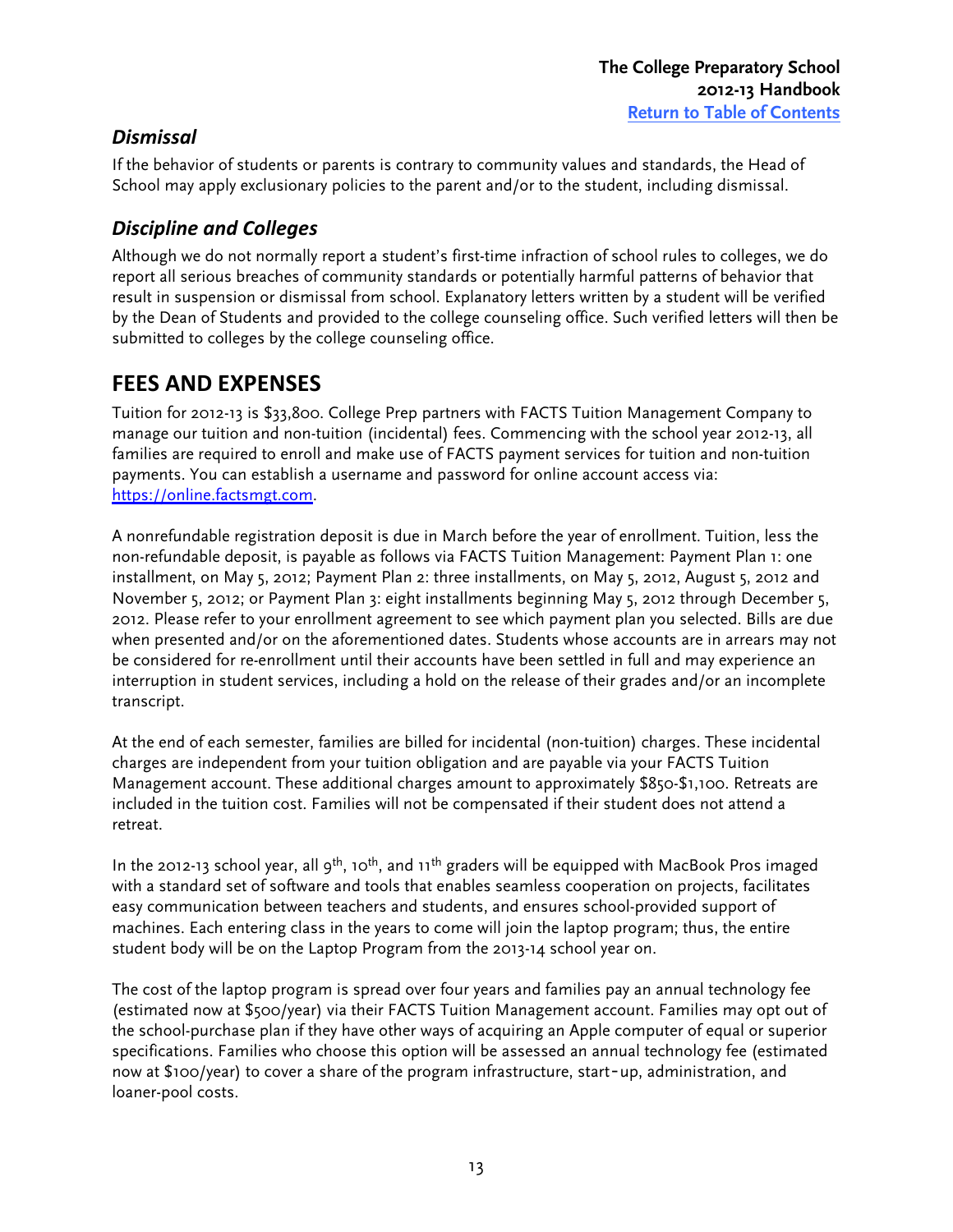### *Dismissal*

If the behavior of students or parents is contrary to community values and standards, the Head of School may apply exclusionary policies to the parent and/or to the student, including dismissal.

### *Discipline and Colleges*

Although we do not normally report a student's first-time infraction of school rules to colleges, we do report all serious breaches of community standards or potentially harmful patterns of behavior that result in suspension or dismissal from school. Explanatory letters written by a student will be verified by the Dean of Students and provided to the college counseling office. Such verified letters will then be submitted to colleges by the college counseling office.

## FEES AND EXPENSES

Tuition for 2012-13 is $33,800. College Prep partners with FACTS Tuition Management Company to manage our tuition and non-tuition (incidental) fees. Commencing with the school year 2012-13, all families are required to enroll and make use of FACTS payment services for tuition and non-tuition payments. You can establish a username and password for online account access via: [https://online.factsmgt.com](https://online.factsmgt.com).

A nonrefundable registration deposit is due in March before the year of enrollment. Tuition, less the non-refundable deposit, is payable as follows via FACTS Tuition Management: Payment Plan 1: one installment, on May 5, 2012; Payment Plan 2: three installments, on May 5, 2012, August 5, 2012 and November 5, 2012; or Payment Plan 3: eight installments beginning May 5, 2012 through December 5, 2012. Please refer to your enrollment agreement to see which payment plan you selected. Bills are due when presented and/or on the aforementioned dates. Students whose accounts are in arrears may not be considered for re-enrollment until their accounts have been settled in full and may experience an interruption in student services, including a hold on the release of their grades and/or an incomplete transcript.

At the end of each semester, families are billed for incidental (non-tuition) charges. These incidental charges are independent from your tuition obligation and are payable via your FACTS Tuition Management account. These additional charges amount to approximately $850-$1,100. Retreats are included in the tuition cost. Families will not be compensated if their student does not attend a retreat.

In the 2012-13 school year, all 9th, 10th, and 11th graders will be equipped with MacBook Pros imaged with a standard set of software and tools that enables seamless cooperation on projects, facilitates easy communication between teachers and students, and ensures school-provided support of machines. Each entering class in the years to come will join the laptop program; thus, the entire student body will be on the Laptop Program from the 2013-14 school year on.

The cost of the laptop program is spread over four years and families pay an annual technology fee (estimated now at $500/year) via their FACTS Tuition Management account. Families may opt out of the school-purchase plan if they have other ways of acquiring an Apple computer of equal or superior specifications. Families who choose this option will be assessed an annual technology fee (estimated now at $100/year) to cover a share of the program infrastructure, start-up, administration, and loaner-pool costs.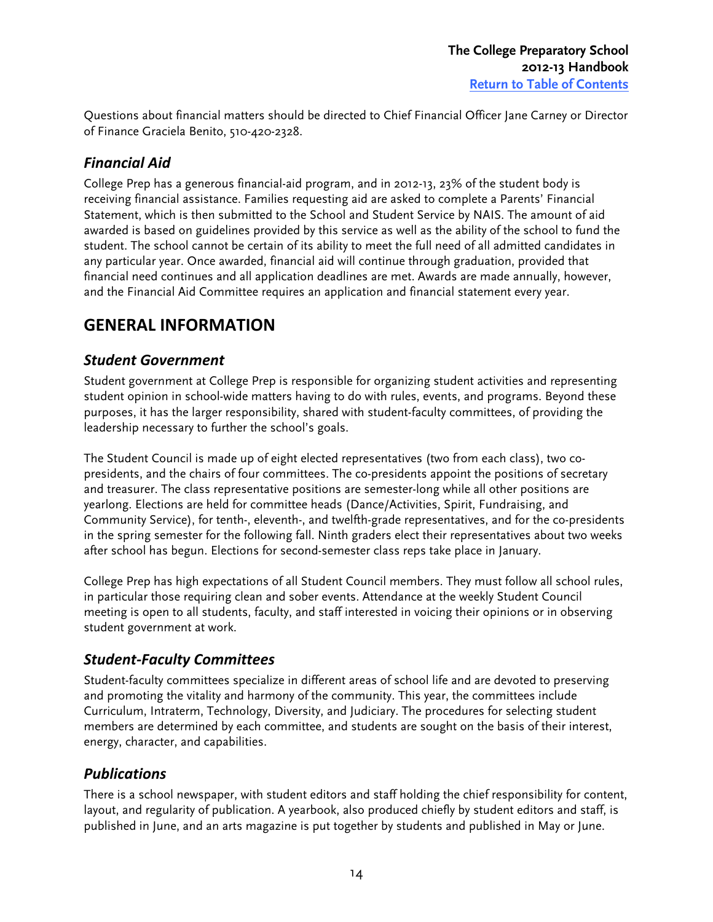Questions about financial matters should be directed to Chief Financial Officer Jane Carney or Director of Finance Graciela Benito, 510-420-2328.

### *Financial Aid*

College Prep has a generous financial-aid program, and in 2012-13, 23% of the student body is receiving financial assistance. Families requesting aid are asked to complete a Parents' Financial Statement, which is then submitted to the School and Student Service by NAIS. The amount of aid awarded is based on guidelines provided by this service as well as the ability of the school to fund the student. The school cannot be certain of its ability to meet the full need of all admitted candidates in any particular year. Once awarded, financial aid will continue through graduation, provided that financial need continues and all application deadlines are met. Awards are made annually, however, and the Financial Aid Committee requires an application and financial statement every year.

## GENERAL INFORMATION

### *Student Government*

Student government at College Prep is responsible for organizing student activities and representing student opinion in school-wide matters having to do with rules, events, and programs. Beyond these purposes, it has the larger responsibility, shared with student-faculty committees, of providing the leadership necessary to further the school's goals.

The Student Council is made up of eight elected representatives (two from each class), two co-presidents, and the chairs of four committees. The co-presidents appoint the positions of secretary and treasurer. The class representative positions are semester-long while all other positions are yearlong. Elections are held for committee heads (Dance/Activities, Spirit, Fundraising, and Community Service), for tenth-, eleventh-, and twelfth-grade representatives, and for the co-presidents in the spring semester for the following fall. Ninth graders elect their representatives about two weeks after school has begun. Elections for second-semester class reps take place in January.

College Prep has high expectations of all Student Council members. They must follow all school rules, in particular those requiring clean and sober events. Attendance at the weekly Student Council meeting is open to all students, faculty, and staff interested in voicing their opinions or in observing student government at work.

### *Student-Faculty Committees*

Student-faculty committees specialize in different areas of school life and are devoted to preserving and promoting the vitality and harmony of the community. This year, the committees include Curriculum, Intraterm, Technology, Diversity, and Judiciary. The procedures for selecting student members are determined by each committee, and students are sought on the basis of their interest, energy, character, and capabilities.

### *Publications*

There is a school newspaper, with student editors and staff holding the chief responsibility for content, layout, and regularity of publication. A yearbook, also produced chiefly by student editors and staff, is published in June, and an arts magazine is put together by students and published in May or June.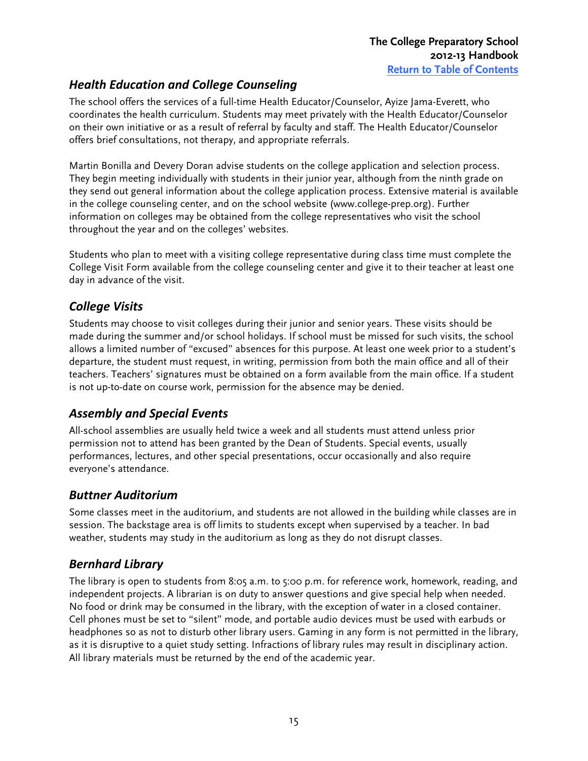## *Health Education and College Counseling*

The school offers the services of a full-time Health Educator/Counselor, Ayize Jama-Everett, who coordinates the health curriculum. Students may meet privately with the Health Educator/Counselor on their own initiative or as a result of referral by faculty and staff. The Health Educator/Counselor offers brief consultations, not therapy, and appropriate referrals.

Martin Bonilla and Devery Doran advise students on the college application and selection process. They begin meeting individually with students in their junior year, although from the ninth grade on they send out general information about the college application process. Extensive material is available in the college counseling center, and on the school website (www.college-prep.org). Further information on colleges may be obtained from the college representatives who visit the school throughout the year and on the colleges' websites.

Students who plan to meet with a visiting college representative during class time must complete the College Visit Form available from the college counseling center and give it to their teacher at least one day in advance of the visit.

## *College Visits*

Students may choose to visit colleges during their junior and senior years. These visits should be made during the summer and/or school holidays. If school must be missed for such visits, the school allows a limited number of "excused" absences for this purpose. At least one week prior to a student's departure, the student must request, in writing, permission from both the main office and all of their teachers. Teachers' signatures must be obtained on a form available from the main office. If a student is not up-to-date on course work, permission for the absence may be denied.

## *Assembly and Special Events*

All-school assemblies are usually held twice a week and all students must attend unless prior permission not to attend has been granted by the Dean of Students. Special events, usually performances, lectures, and other special presentations, occur occasionally and also require everyone's attendance.

## *Buttner Auditorium*

Some classes meet in the auditorium, and students are not allowed in the building while classes are in session. The backstage area is off limits to students except when supervised by a teacher. In bad weather, students may study in the auditorium as long as they do not disrupt classes.

## *Bernhard Library*

The library is open to students from 8:05 a.m. to 5:00 p.m. for reference work, homework, reading, and independent projects. A librarian is on duty to answer questions and give special help when needed. No food or drink may be consumed in the library, with the exception of water in a closed container. Cell phones must be set to "silent" mode, and portable audio devices must be used with earbuds or headphones so as not to disturb other library users. Gaming in any form is not permitted in the library, as it is disruptive to a quiet study setting. Infractions of library rules may result in disciplinary action. All library materials must be returned by the end of the academic year.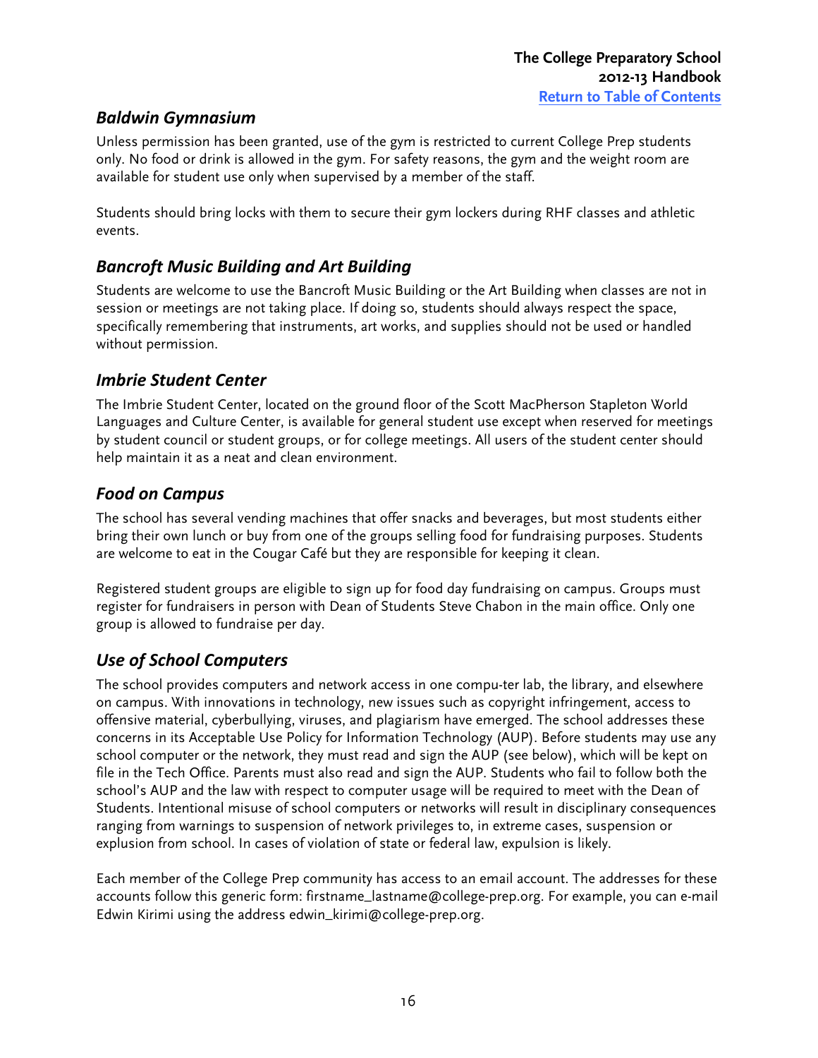## *Baldwin Gymnasium*

Unless permission has been granted, use of the gym is restricted to current College Prep students only. No food or drink is allowed in the gym. For safety reasons, the gym and the weight room are available for student use only when supervised by a member of the staff.

Students should bring locks with them to secure their gym lockers during RHF classes and athletic events.

## *Bancroft Music Building and Art Building*

Students are welcome to use the Bancroft Music Building or the Art Building when classes are not in session or meetings are not taking place. If doing so, students should always respect the space, specifically remembering that instruments, art works, and supplies should not be used or handled without permission.

## *Imbrie Student Center*

The Imbrie Student Center, located on the ground floor of the Scott MacPherson Stapleton World Languages and Culture Center, is available for general student use except when reserved for meetings by student council or student groups, or for college meetings. All users of the student center should help maintain it as a neat and clean environment.

## *Food on Campus*

The school has several vending machines that offer snacks and beverages, but most students either bring their own lunch or buy from one of the groups selling food for fundraising purposes. Students are welcome to eat in the Cougar Café but they are responsible for keeping it clean.

Registered student groups are eligible to sign up for food day fundraising on campus. Groups must register for fundraisers in person with Dean of Students Steve Chabon in the main office. Only one group is allowed to fundraise per day.

## *Use of School Computers*

The school provides computers and network access in one compu-ter lab, the library, and elsewhere on campus. With innovations in technology, new issues such as copyright infringement, access to offensive material, cyberbullying, viruses, and plagiarism have emerged. The school addresses these concerns in its Acceptable Use Policy for Information Technology (AUP). Before students may use any school computer or the network, they must read and sign the AUP (see below), which will be kept on file in the Tech Office. Parents must also read and sign the AUP. Students who fail to follow both the school's AUP and the law with respect to computer usage will be required to meet with the Dean of Students. Intentional misuse of school computers or networks will result in disciplinary consequences ranging from warnings to suspension of network privileges to, in extreme cases, suspension or explusion from school. In cases of violation of state or federal law, expulsion is likely.

Each member of the College Prep community has access to an email account. The addresses for these accounts follow this generic form: firstname_lastname@college-prep.org. For example, you can e-mail Edwin Kirimi using the address edwin_kirimi@college-prep.org.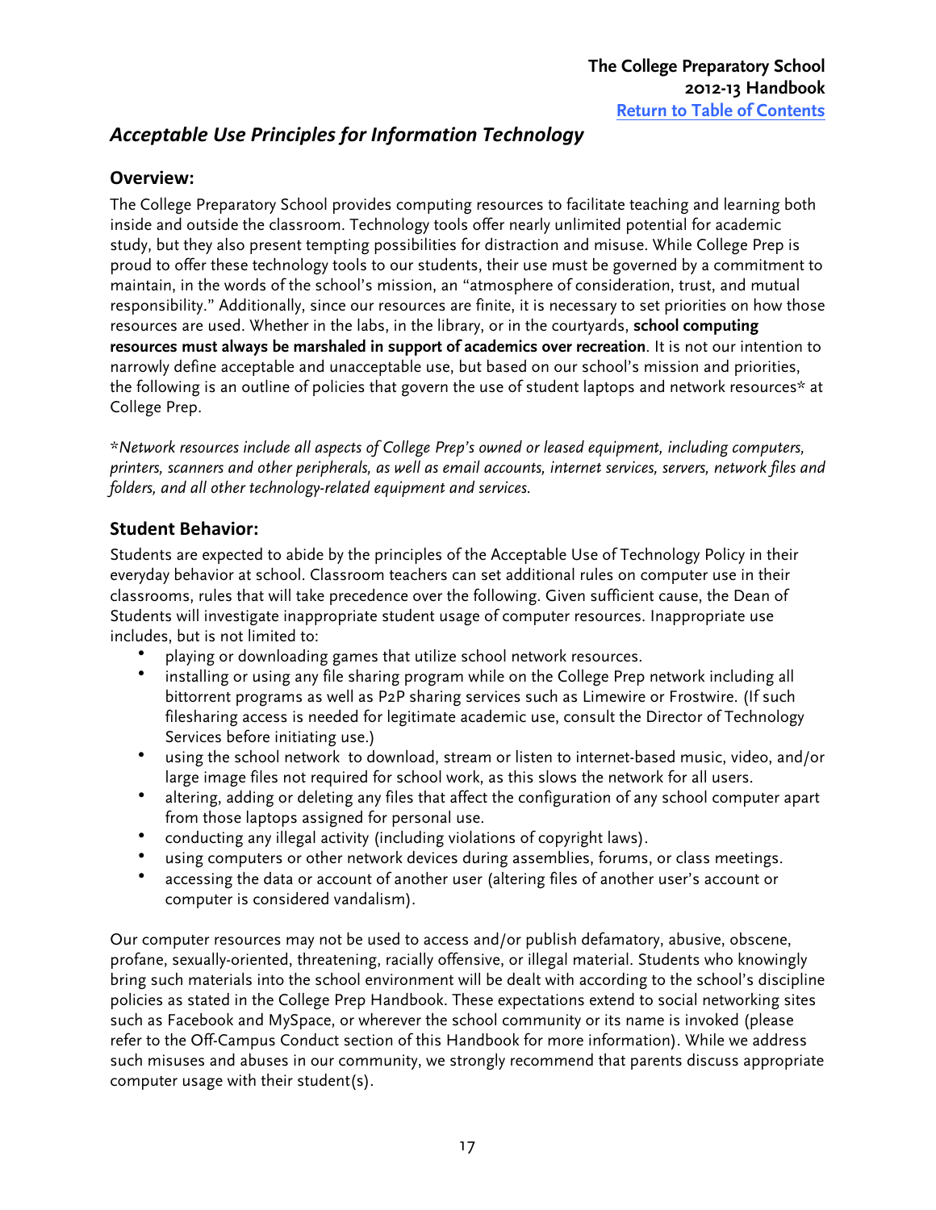## *Acceptable Use Principles for Information Technology*

### Overview:

The College Preparatory School provides computing resources to facilitate teaching and learning both inside and outside the classroom. Technology tools offer nearly unlimited potential for academic study, but they also present tempting possibilities for distraction and misuse. While College Prep is proud to offer these technology tools to our students, their use must be governed by a commitment to maintain, in the words of the school's mission, an "atmosphere of consideration, trust, and mutual responsibility." Additionally, since our resources are finite, it is necessary to set priorities on how those resources are used. Whether in the labs, in the library, or in the courtyards, **school computing resources must always be marshaled in support of academics over recreation**. It is not our intention to narrowly define acceptable and unacceptable use, but based on our school's mission and priorities, the following is an outline of policies that govern the use of student laptops and network resources* at College Prep.

*\*Network resources include all aspects of College Prep's owned or leased equipment, including computers, printers, scanners and other peripherals, as well as email accounts, internet services, servers, network files and folders, and all other technology-related equipment and services.*

### Student Behavior:

Students are expected to abide by the principles of the Acceptable Use of Technology Policy in their everyday behavior at school. Classroom teachers can set additional rules on computer use in their classrooms, rules that will take precedence over the following. Given sufficient cause, the Dean of Students will investigate inappropriate student usage of computer resources. Inappropriate use includes, but is not limited to:

- playing or downloading games that utilize school network resources.
- installing or using any file sharing program while on the College Prep network including all bittorrent programs as well as P2P sharing services such as Limewire or Frostwire. (If such filesharing access is needed for legitimate academic use, consult the Director of Technology Services before initiating use.)
- using the school network to download, stream or listen to internet-based music, video, and/or large image files not required for school work, as this slows the network for all users.
- altering, adding or deleting any files that affect the configuration of any school computer apart from those laptops assigned for personal use.
- conducting any illegal activity (including violations of copyright laws).
- using computers or other network devices during assemblies, forums, or class meetings.
- accessing the data or account of another user (altering files of another user's account or computer is considered vandalism).

Our computer resources may not be used to access and/or publish defamatory, abusive, obscene, profane, sexually-oriented, threatening, racially offensive, or illegal material. Students who knowingly bring such materials into the school environment will be dealt with according to the school's discipline policies as stated in the College Prep Handbook. These expectations extend to social networking sites such as Facebook and MySpace, or wherever the school community or its name is invoked (please refer to the Off-Campus Conduct section of this Handbook for more information). While we address such misuses and abuses in our community, we strongly recommend that parents discuss appropriate computer usage with their student(s).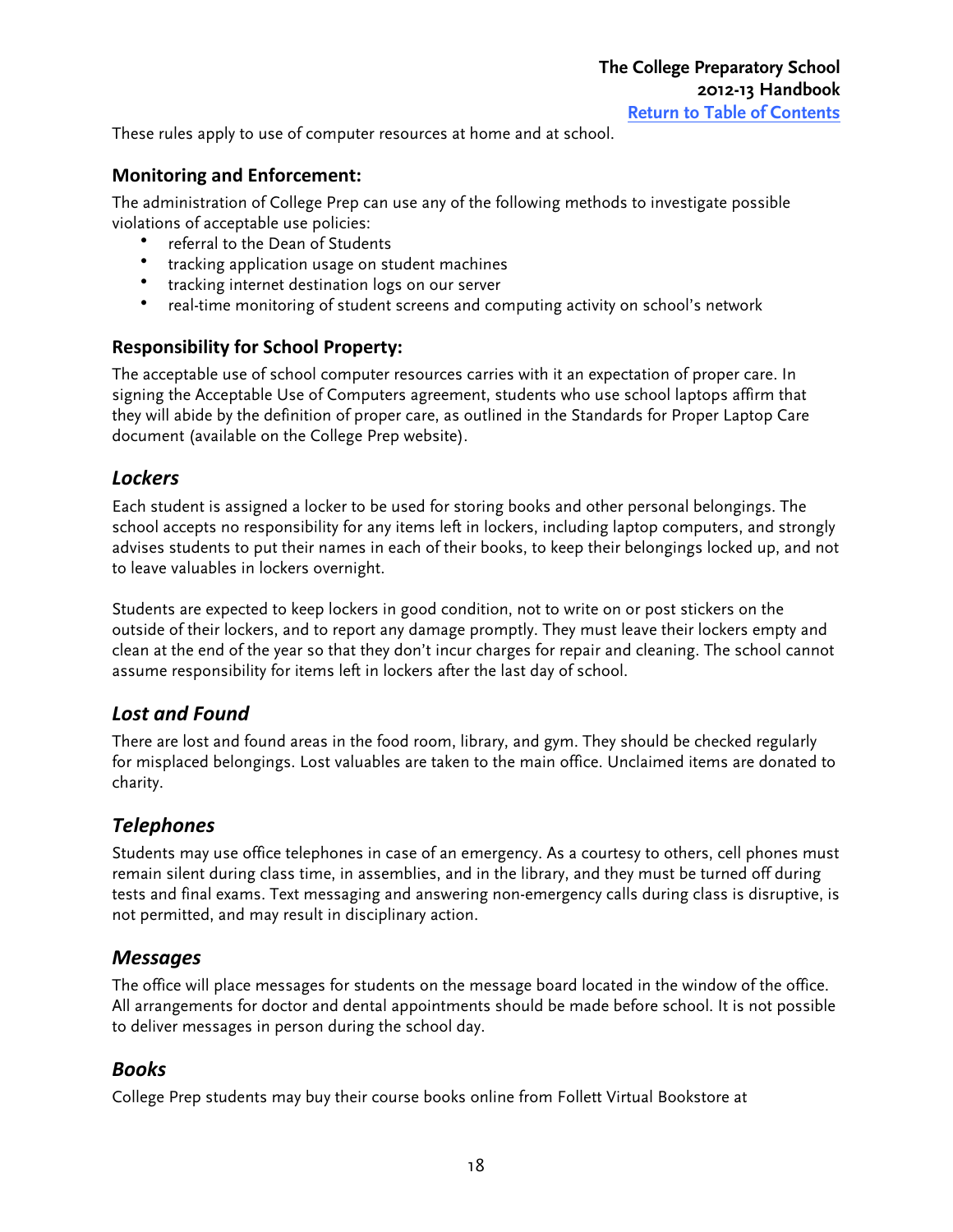These rules apply to use of computer resources at home and at school.

### Monitoring and Enforcement:

The administration of College Prep can use any of the following methods to investigate possible violations of acceptable use policies:

- referral to the Dean of Students
- tracking application usage on student machines
- tracking internet destination logs on our server
- real-time monitoring of student screens and computing activity on school's network

### Responsibility for School Property:

The acceptable use of school computer resources carries with it an expectation of proper care. In signing the Acceptable Use of Computers agreement, students who use school laptops affirm that they will abide by the definition of proper care, as outlined in the Standards for Proper Laptop Care document (available on the College Prep website).

## *Lockers*

Each student is assigned a locker to be used for storing books and other personal belongings. The school accepts no responsibility for any items left in lockers, including laptop computers, and strongly advises students to put their names in each of their books, to keep their belongings locked up, and not to leave valuables in lockers overnight.

Students are expected to keep lockers in good condition, not to write on or post stickers on the outside of their lockers, and to report any damage promptly. They must leave their lockers empty and clean at the end of the year so that they don't incur charges for repair and cleaning. The school cannot assume responsibility for items left in lockers after the last day of school.

## *Lost and Found*

There are lost and found areas in the food room, library, and gym. They should be checked regularly for misplaced belongings. Lost valuables are taken to the main office. Unclaimed items are donated to charity.

## *Telephones*

Students may use office telephones in case of an emergency. As a courtesy to others, cell phones must remain silent during class time, in assemblies, and in the library, and they must be turned off during tests and final exams. Text messaging and answering non-emergency calls during class is disruptive, is not permitted, and may result in disciplinary action.

## *Messages*

The office will place messages for students on the message board located in the window of the office. All arrangements for doctor and dental appointments should be made before school. It is not possible to deliver messages in person during the school day.

## *Books*

College Prep students may buy their course books online from Follett Virtual Bookstore at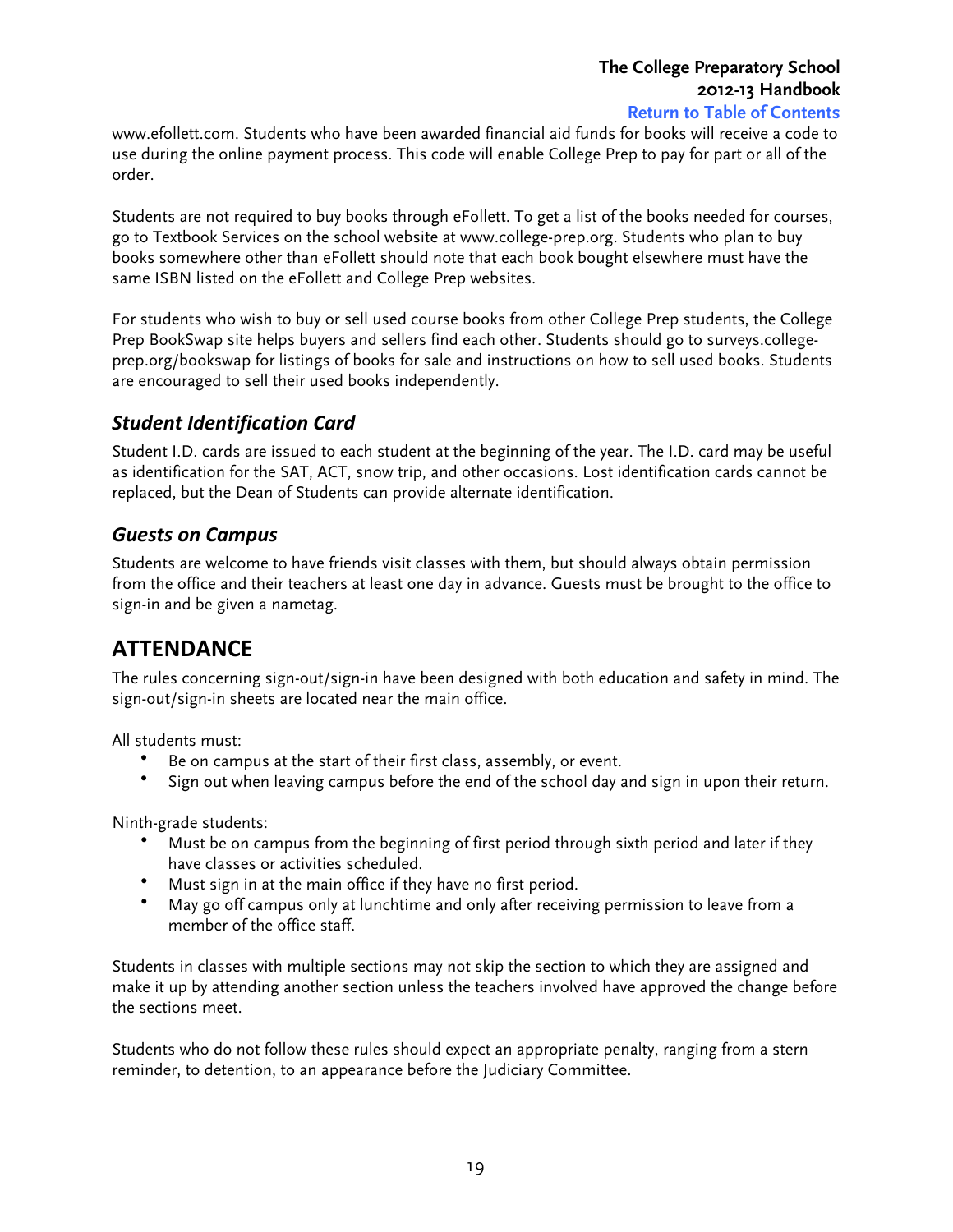www.efollett.com. Students who have been awarded financial aid funds for books will receive a code to use during the online payment process. This code will enable College Prep to pay for part or all of the order.

Students are not required to buy books through eFollett. To get a list of the books needed for courses, go to Textbook Services on the school website at www.college-prep.org. Students who plan to buy books somewhere other than eFollett should note that each book bought elsewhere must have the same ISBN listed on the eFollett and College Prep websites.

For students who wish to buy or sell used course books from other College Prep students, the College Prep BookSwap site helps buyers and sellers find each other. Students should go to surveys.college-prep.org/bookswap for listings of books for sale and instructions on how to sell used books. Students are encouraged to sell their used books independently.

### *Student Identification Card*

Student I.D. cards are issued to each student at the beginning of the year. The I.D. card may be useful as identification for the SAT, ACT, snow trip, and other occasions. Lost identification cards cannot be replaced, but the Dean of Students can provide alternate identification.

### *Guests on Campus*

Students are welcome to have friends visit classes with them, but should always obtain permission from the office and their teachers at least one day in advance. Guests must be brought to the office to sign-in and be given a nametag.

## ATTENDANCE

The rules concerning sign-out/sign-in have been designed with both education and safety in mind. The sign-out/sign-in sheets are located near the main office.

All students must:

- Be on campus at the start of their first class, assembly, or event.
- Sign out when leaving campus before the end of the school day and sign in upon their return.

Ninth-grade students:

- Must be on campus from the beginning of first period through sixth period and later if they have classes or activities scheduled.
- Must sign in at the main office if they have no first period.
- May go off campus only at lunchtime and only after receiving permission to leave from a member of the office staff.

Students in classes with multiple sections may not skip the section to which they are assigned and make it up by attending another section unless the teachers involved have approved the change before the sections meet.

Students who do not follow these rules should expect an appropriate penalty, ranging from a stern reminder, to detention, to an appearance before the Judiciary Committee.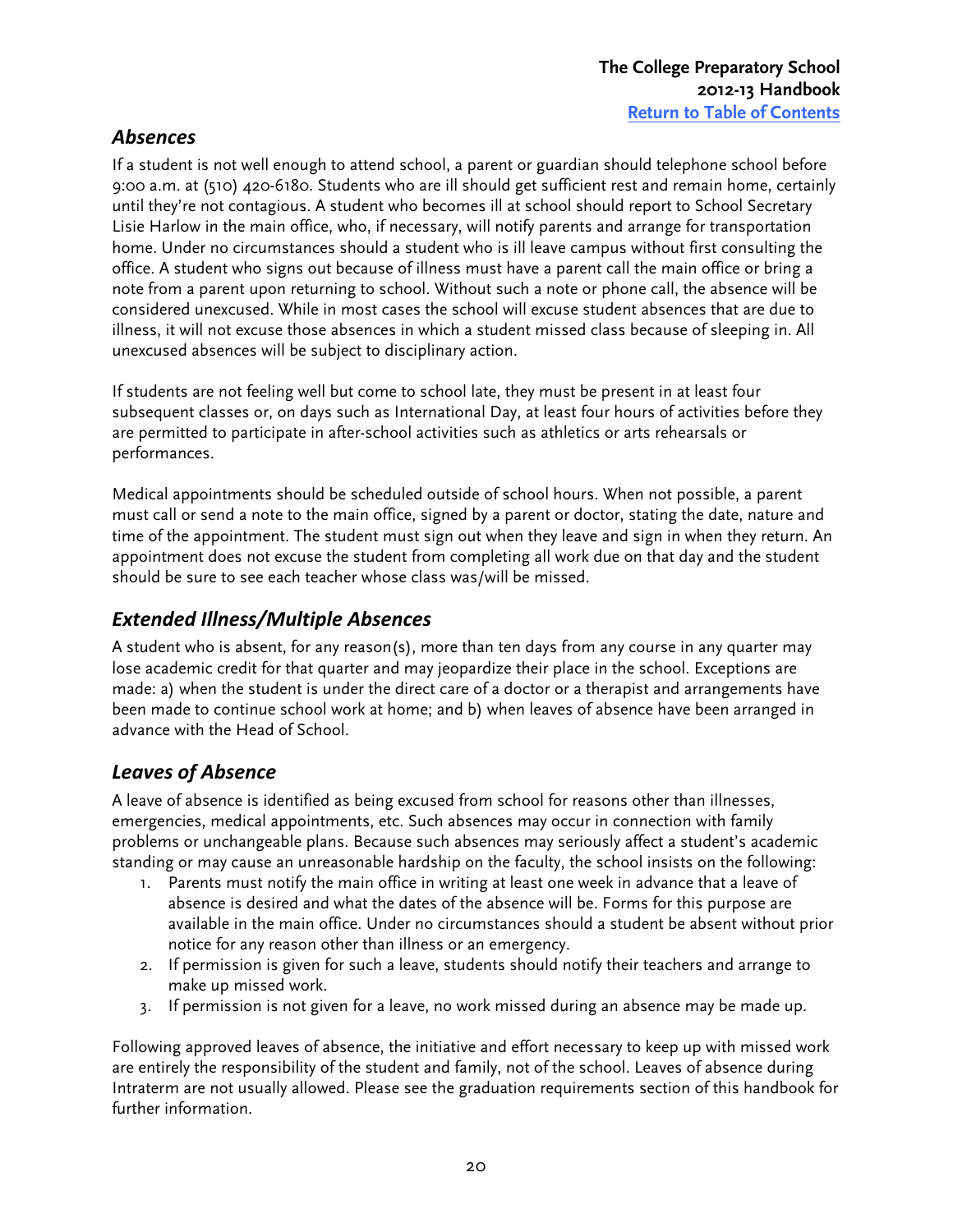## *Absences*

If a student is not well enough to attend school, a parent or guardian should telephone school before 9:00 a.m. at (510) 420-6180. Students who are ill should get sufficient rest and remain home, certainly until they're not contagious. A student who becomes ill at school should report to School Secretary Lisie Harlow in the main office, who, if necessary, will notify parents and arrange for transportation home. Under no circumstances should a student who is ill leave campus without first consulting the office. A student who signs out because of illness must have a parent call the main office or bring a note from a parent upon returning to school. Without such a note or phone call, the absence will be considered unexcused. While in most cases the school will excuse student absences that are due to illness, it will not excuse those absences in which a student missed class because of sleeping in. All unexcused absences will be subject to disciplinary action.

If students are not feeling well but come to school late, they must be present in at least four subsequent classes or, on days such as International Day, at least four hours of activities before they are permitted to participate in after-school activities such as athletics or arts rehearsals or performances.

Medical appointments should be scheduled outside of school hours. When not possible, a parent must call or send a note to the main office, signed by a parent or doctor, stating the date, nature and time of the appointment. The student must sign out when they leave and sign in when they return. An appointment does not excuse the student from completing all work due on that day and the student should be sure to see each teacher whose class was/will be missed.

## *Extended Illness/Multiple Absences*

A student who is absent, for any reason(s), more than ten days from any course in any quarter may lose academic credit for that quarter and may jeopardize their place in the school. Exceptions are made: a) when the student is under the direct care of a doctor or a therapist and arrangements have been made to continue school work at home; and b) when leaves of absence have been arranged in advance with the Head of School.

## *Leaves of Absence*

A leave of absence is identified as being excused from school for reasons other than illnesses, emergencies, medical appointments, etc. Such absences may occur in connection with family problems or unchangeable plans. Because such absences may seriously affect a student's academic standing or may cause an unreasonable hardship on the faculty, the school insists on the following:

1. Parents must notify the main office in writing at least one week in advance that a leave of absence is desired and what the dates of the absence will be. Forms for this purpose are available in the main office. Under no circumstances should a student be absent without prior notice for any reason other than illness or an emergency.
2. If permission is given for such a leave, students should notify their teachers and arrange to make up missed work.
3. If permission is not given for a leave, no work missed during an absence may be made up.

Following approved leaves of absence, the initiative and effort necessary to keep up with missed work are entirely the responsibility of the student and family, not of the school. Leaves of absence during Intraterm are not usually allowed. Please see the graduation requirements section of this handbook for further information.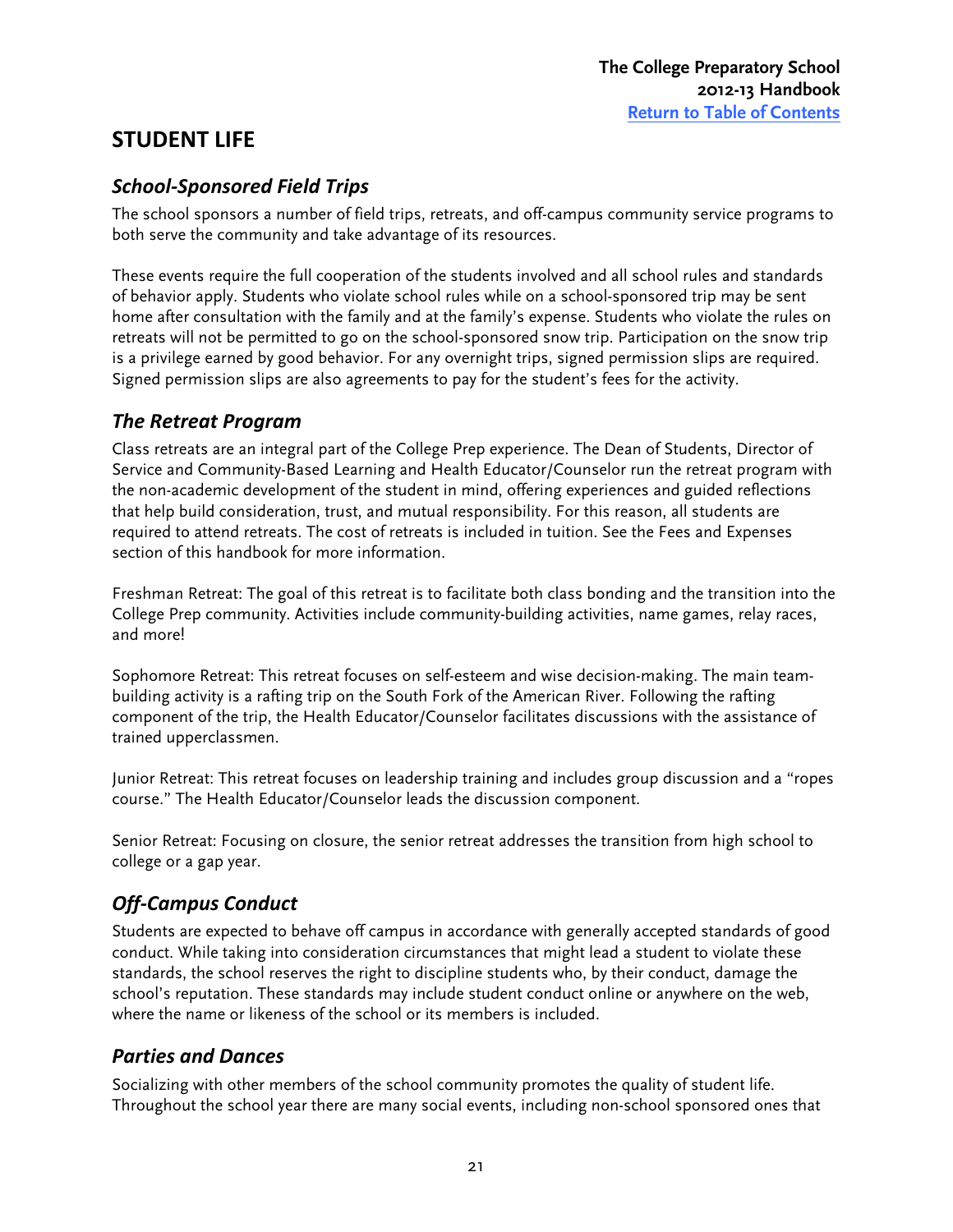# STUDENT LIFE

## *School-Sponsored Field Trips*

The school sponsors a number of field trips, retreats, and off-campus community service programs to both serve the community and take advantage of its resources.

These events require the full cooperation of the students involved and all school rules and standards of behavior apply. Students who violate school rules while on a school-sponsored trip may be sent home after consultation with the family and at the family's expense. Students who violate the rules on retreats will not be permitted to go on the school-sponsored snow trip. Participation on the snow trip is a privilege earned by good behavior. For any overnight trips, signed permission slips are required. Signed permission slips are also agreements to pay for the student's fees for the activity.

## *The Retreat Program*

Class retreats are an integral part of the College Prep experience. The Dean of Students, Director of Service and Community-Based Learning and Health Educator/Counselor run the retreat program with the non-academic development of the student in mind, offering experiences and guided reflections that help build consideration, trust, and mutual responsibility. For this reason, all students are required to attend retreats. The cost of retreats is included in tuition. See the Fees and Expenses section of this handbook for more information.

Freshman Retreat: The goal of this retreat is to facilitate both class bonding and the transition into the College Prep community. Activities include community-building activities, name games, relay races, and more!

Sophomore Retreat: This retreat focuses on self-esteem and wise decision-making. The main team-building activity is a rafting trip on the South Fork of the American River. Following the rafting component of the trip, the Health Educator/Counselor facilitates discussions with the assistance of trained upperclassmen.

Junior Retreat: This retreat focuses on leadership training and includes group discussion and a "ropes course." The Health Educator/Counselor leads the discussion component.

Senior Retreat: Focusing on closure, the senior retreat addresses the transition from high school to college or a gap year.

## *Off-Campus Conduct*

Students are expected to behave off campus in accordance with generally accepted standards of good conduct. While taking into consideration circumstances that might lead a student to violate these standards, the school reserves the right to discipline students who, by their conduct, damage the school's reputation. These standards may include student conduct online or anywhere on the web, where the name or likeness of the school or its members is included.

## *Parties and Dances*

Socializing with other members of the school community promotes the quality of student life. Throughout the school year there are many social events, including non-school sponsored ones that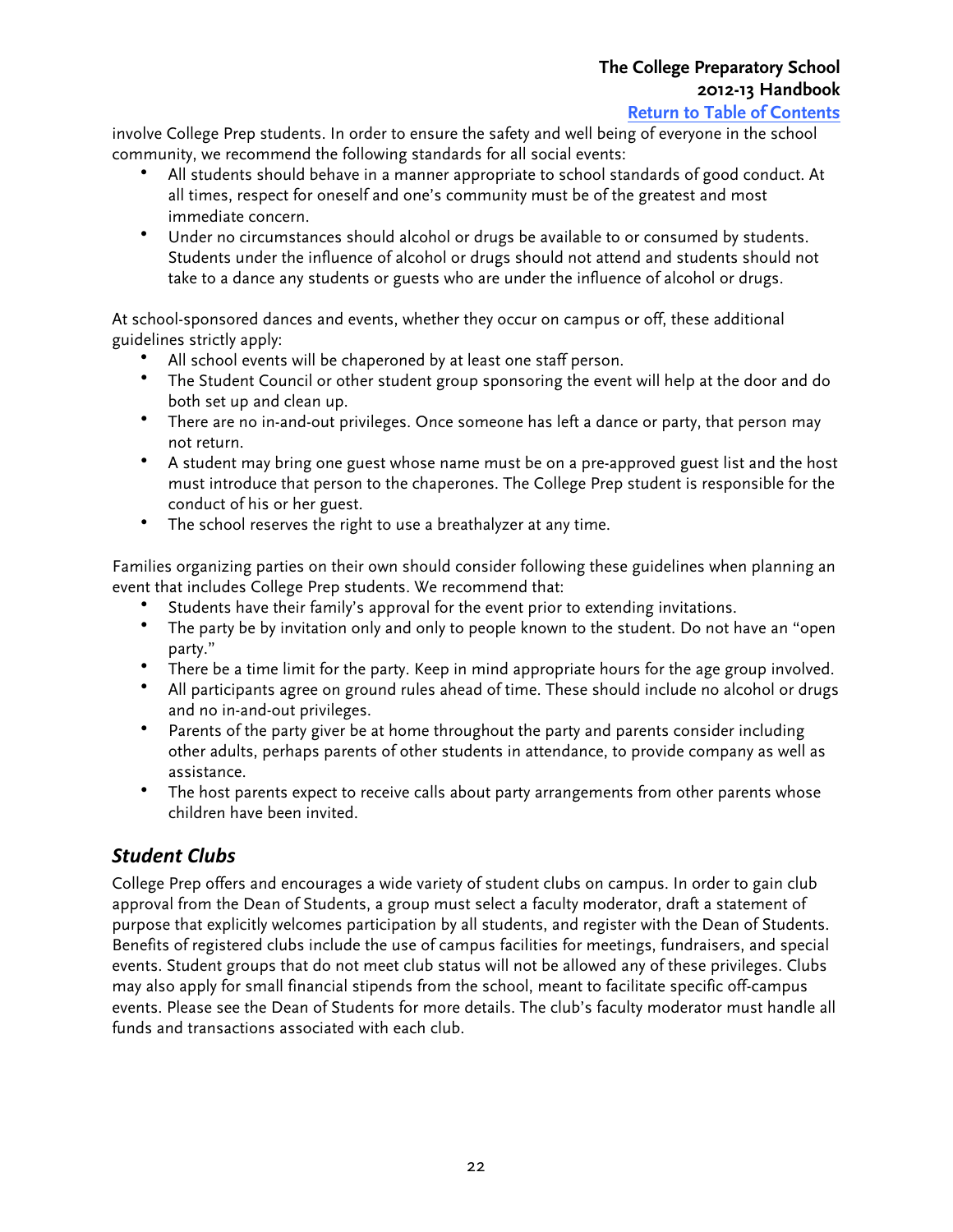involve College Prep students. In order to ensure the safety and well being of everyone in the school community, we recommend the following standards for all social events:

- All students should behave in a manner appropriate to school standards of good conduct. At all times, respect for oneself and one's community must be of the greatest and most immediate concern.
- Under no circumstances should alcohol or drugs be available to or consumed by students. Students under the influence of alcohol or drugs should not attend and students should not take to a dance any students or guests who are under the influence of alcohol or drugs.

At school-sponsored dances and events, whether they occur on campus or off, these additional guidelines strictly apply:

- All school events will be chaperoned by at least one staff person.
- The Student Council or other student group sponsoring the event will help at the door and do both set up and clean up.
- There are no in-and-out privileges. Once someone has left a dance or party, that person may not return.
- A student may bring one guest whose name must be on a pre-approved guest list and the host must introduce that person to the chaperones. The College Prep student is responsible for the conduct of his or her guest.
- The school reserves the right to use a breathalyzer at any time.

Families organizing parties on their own should consider following these guidelines when planning an event that includes College Prep students. We recommend that:

- Students have their family's approval for the event prior to extending invitations.
- The party be by invitation only and only to people known to the student. Do not have an "open party."
- There be a time limit for the party. Keep in mind appropriate hours for the age group involved.
- All participants agree on ground rules ahead of time. These should include no alcohol or drugs and no in-and-out privileges.
- Parents of the party giver be at home throughout the party and parents consider including other adults, perhaps parents of other students in attendance, to provide company as well as assistance.
- The host parents expect to receive calls about party arrangements from other parents whose children have been invited.

## *Student Clubs*

College Prep offers and encourages a wide variety of student clubs on campus. In order to gain club approval from the Dean of Students, a group must select a faculty moderator, draft a statement of purpose that explicitly welcomes participation by all students, and register with the Dean of Students. Benefits of registered clubs include the use of campus facilities for meetings, fundraisers, and special events. Student groups that do not meet club status will not be allowed any of these privileges. Clubs may also apply for small financial stipends from the school, meant to facilitate specific off-campus events. Please see the Dean of Students for more details. The club's faculty moderator must handle all funds and transactions associated with each club.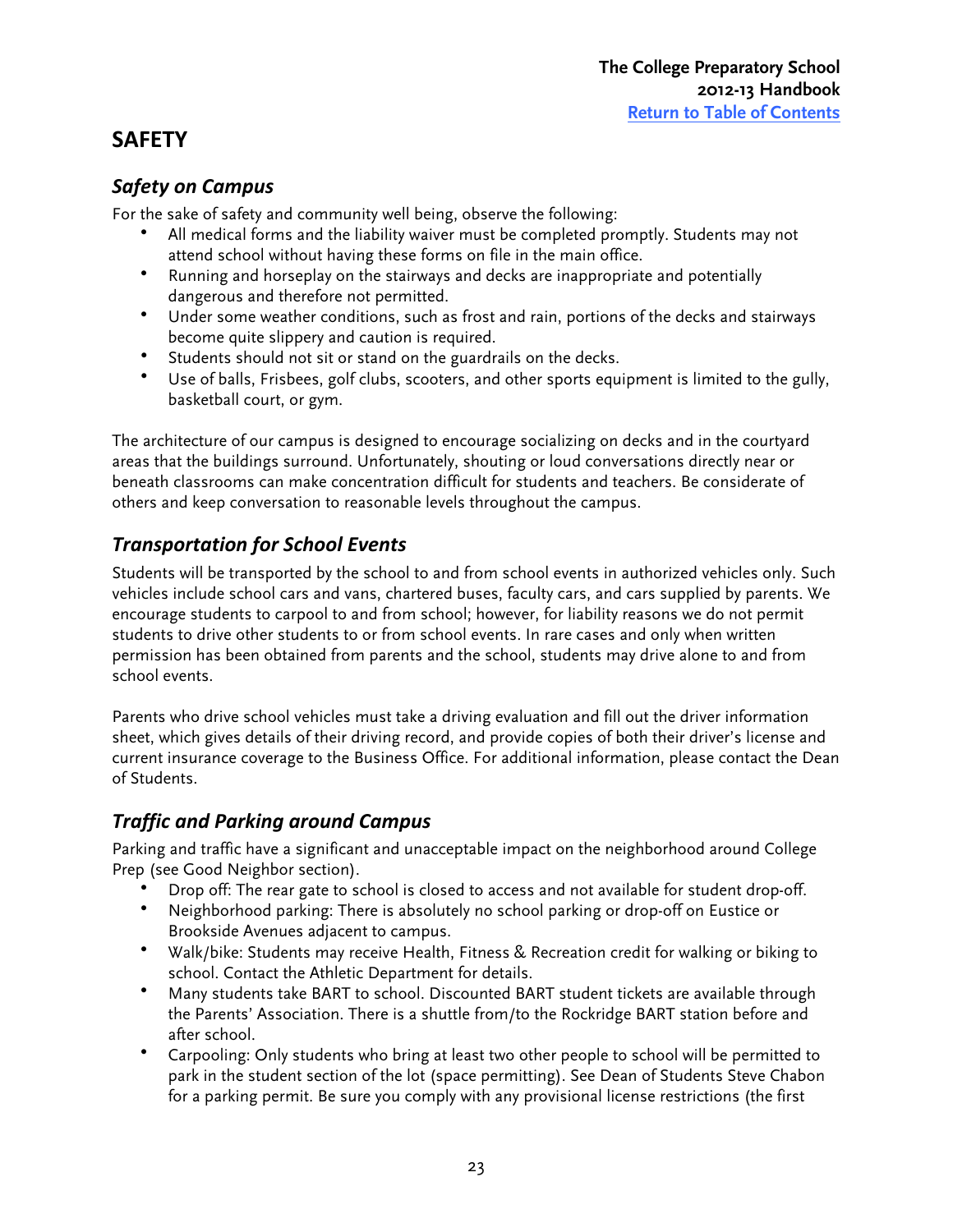# SAFETY

## *Safety on Campus*

For the sake of safety and community well being, observe the following:

- All medical forms and the liability waiver must be completed promptly. Students may not attend school without having these forms on file in the main office.
- Running and horseplay on the stairways and decks are inappropriate and potentially dangerous and therefore not permitted.
- Under some weather conditions, such as frost and rain, portions of the decks and stairways become quite slippery and caution is required.
- Students should not sit or stand on the guardrails on the decks.
- Use of balls, Frisbees, golf clubs, scooters, and other sports equipment is limited to the gully, basketball court, or gym.

The architecture of our campus is designed to encourage socializing on decks and in the courtyard areas that the buildings surround. Unfortunately, shouting or loud conversations directly near or beneath classrooms can make concentration difficult for students and teachers. Be considerate of others and keep conversation to reasonable levels throughout the campus.

## *Transportation for School Events*

Students will be transported by the school to and from school events in authorized vehicles only. Such vehicles include school cars and vans, chartered buses, faculty cars, and cars supplied by parents. We encourage students to carpool to and from school; however, for liability reasons we do not permit students to drive other students to or from school events. In rare cases and only when written permission has been obtained from parents and the school, students may drive alone to and from school events.

Parents who drive school vehicles must take a driving evaluation and fill out the driver information sheet, which gives details of their driving record, and provide copies of both their driver's license and current insurance coverage to the Business Office. For additional information, please contact the Dean of Students.

## *Traffic and Parking around Campus*

Parking and traffic have a significant and unacceptable impact on the neighborhood around College Prep (see Good Neighbor section).

- Drop off: The rear gate to school is closed to access and not available for student drop-off.
- Neighborhood parking: There is absolutely no school parking or drop-off on Eustice or Brookside Avenues adjacent to campus.
- Walk/bike: Students may receive Health, Fitness & Recreation credit for walking or biking to school. Contact the Athletic Department for details.
- Many students take BART to school. Discounted BART student tickets are available through the Parents' Association. There is a shuttle from/to the Rockridge BART station before and after school.
- Carpooling: Only students who bring at least two other people to school will be permitted to park in the student section of the lot (space permitting). See Dean of Students Steve Chabon for a parking permit. Be sure you comply with any provisional license restrictions (the first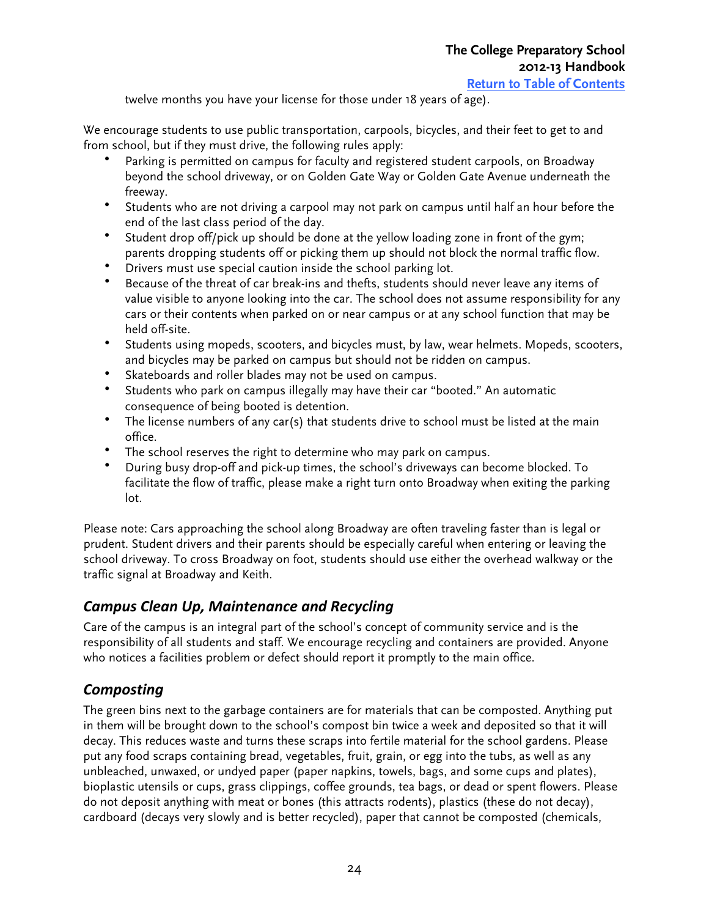twelve months you have your license for those under 18 years of age).

We encourage students to use public transportation, carpools, bicycles, and their feet to get to and from school, but if they must drive, the following rules apply:

- Parking is permitted on campus for faculty and registered student carpools, on Broadway beyond the school driveway, or on Golden Gate Way or Golden Gate Avenue underneath the freeway.
- Students who are not driving a carpool may not park on campus until half an hour before the end of the last class period of the day.
- Student drop off/pick up should be done at the yellow loading zone in front of the gym; parents dropping students off or picking them up should not block the normal traffic flow.
- Drivers must use special caution inside the school parking lot.
- Because of the threat of car break-ins and thefts, students should never leave any items of value visible to anyone looking into the car. The school does not assume responsibility for any cars or their contents when parked on or near campus or at any school function that may be held off-site.
- Students using mopeds, scooters, and bicycles must, by law, wear helmets. Mopeds, scooters, and bicycles may be parked on campus but should not be ridden on campus.
- Skateboards and roller blades may not be used on campus.
- Students who park on campus illegally may have their car "booted." An automatic consequence of being booted is detention.
- The license numbers of any car(s) that students drive to school must be listed at the main office.
- The school reserves the right to determine who may park on campus.
- During busy drop-off and pick-up times, the school's driveways can become blocked. To facilitate the flow of traffic, please make a right turn onto Broadway when exiting the parking lot.

Please note: Cars approaching the school along Broadway are often traveling faster than is legal or prudent. Student drivers and their parents should be especially careful when entering or leaving the school driveway. To cross Broadway on foot, students should use either the overhead walkway or the traffic signal at Broadway and Keith.

## *Campus Clean Up, Maintenance and Recycling*

Care of the campus is an integral part of the school's concept of community service and is the responsibility of all students and staff. We encourage recycling and containers are provided. Anyone who notices a facilities problem or defect should report it promptly to the main office.

## *Composting*

The green bins next to the garbage containers are for materials that can be composted. Anything put in them will be brought down to the school's compost bin twice a week and deposited so that it will decay. This reduces waste and turns these scraps into fertile material for the school gardens. Please put any food scraps containing bread, vegetables, fruit, grain, or egg into the tubs, as well as any unbleached, unwaxed, or undyed paper (paper napkins, towels, bags, and some cups and plates), bioplastic utensils or cups, grass clippings, coffee grounds, tea bags, or dead or spent flowers. Please do not deposit anything with meat or bones (this attracts rodents), plastics (these do not decay), cardboard (decays very slowly and is better recycled), paper that cannot be composted (chemicals,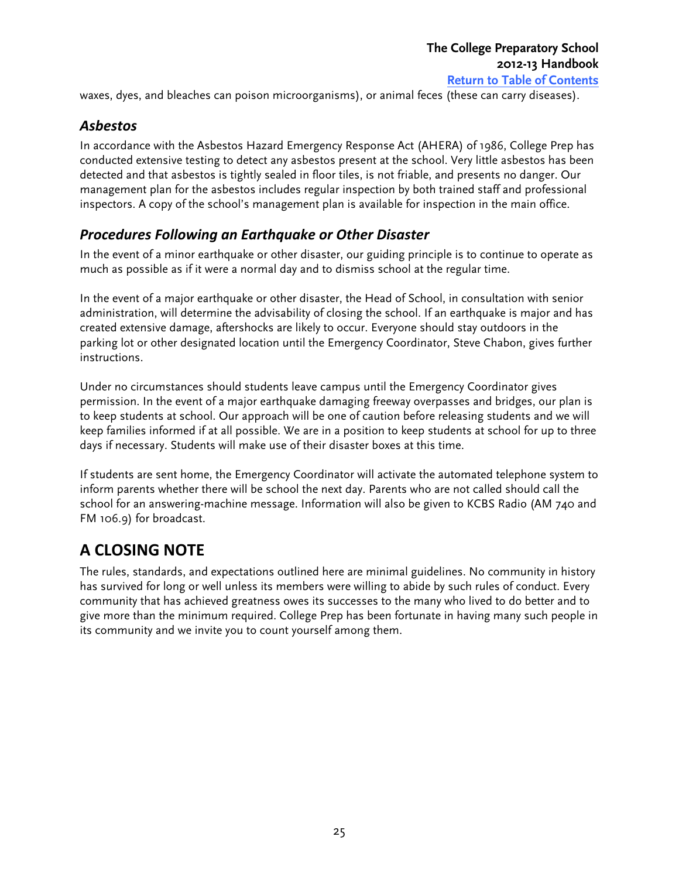waxes, dyes, and bleaches can poison microorganisms), or animal feces (these can carry diseases).

### *Asbestos*

In accordance with the Asbestos Hazard Emergency Response Act (AHERA) of 1986, College Prep has conducted extensive testing to detect any asbestos present at the school. Very little asbestos has been detected and that asbestos is tightly sealed in floor tiles, is not friable, and presents no danger. Our management plan for the asbestos includes regular inspection by both trained staff and professional inspectors. A copy of the school's management plan is available for inspection in the main office.

### *Procedures Following an Earthquake or Other Disaster*

In the event of a minor earthquake or other disaster, our guiding principle is to continue to operate as much as possible as if it were a normal day and to dismiss school at the regular time.

In the event of a major earthquake or other disaster, the Head of School, in consultation with senior administration, will determine the advisability of closing the school. If an earthquake is major and has created extensive damage, aftershocks are likely to occur. Everyone should stay outdoors in the parking lot or other designated location until the Emergency Coordinator, Steve Chabon, gives further instructions.

Under no circumstances should students leave campus until the Emergency Coordinator gives permission. In the event of a major earthquake damaging freeway overpasses and bridges, our plan is to keep students at school. Our approach will be one of caution before releasing students and we will keep families informed if at all possible. We are in a position to keep students at school for up to three days if necessary. Students will make use of their disaster boxes at this time.

If students are sent home, the Emergency Coordinator will activate the automated telephone system to inform parents whether there will be school the next day. Parents who are not called should call the school for an answering-machine message. Information will also be given to KCBS Radio (AM 740 and FM 106.9) for broadcast.

## A CLOSING NOTE

The rules, standards, and expectations outlined here are minimal guidelines. No community in history has survived for long or well unless its members were willing to abide by such rules of conduct. Every community that has achieved greatness owes its successes to the many who lived to do better and to give more than the minimum required. College Prep has been fortunate in having many such people in its community and we invite you to count yourself among them.